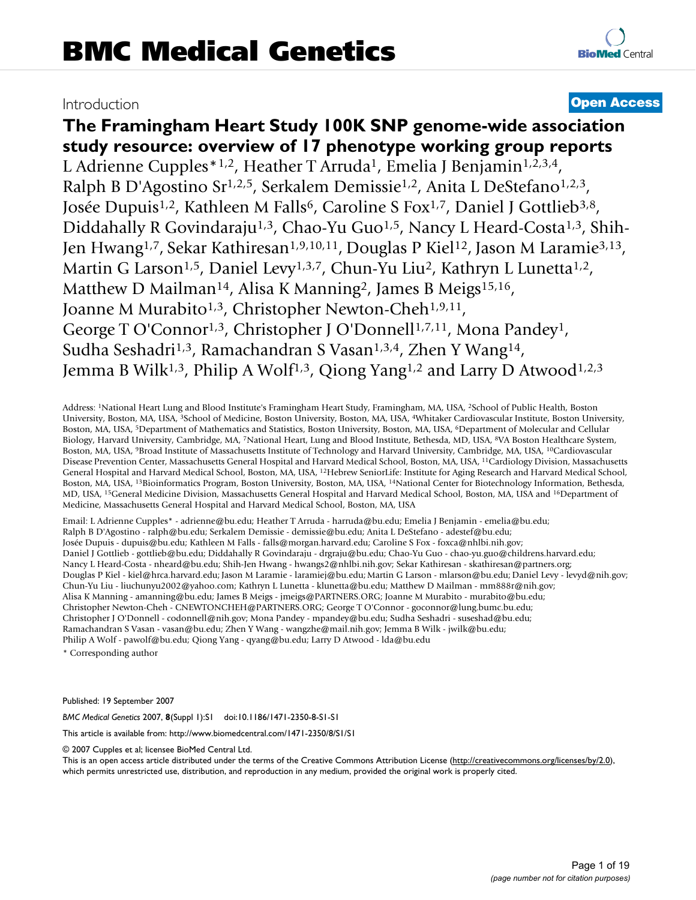Introduction

**Open Access**

# The Framingham Heart Study 100K SNP genome-wide association study resource: overview of 17 phenotype working group reports

L Adrienne Cupples*[1,2], Heather T Arruda[1], Emelia J Benjamin[1,2,3,4], Ralph B D'Agostino Sr[1,2,5], Serkalem Demissie[1,2], Anita L DeStefano[1,2,3], Josée Dupuis[1,2], Kathleen M Falls[6], Caroline S Fox[1,7], Daniel J Gottlieb[3,8], Diddahally R Govindaraju[1,3], Chao-Yu Guo[1,5], Nancy L Heard-Costa[1,3], Shih-Jen Hwang[1,7], Sekar Kathiresan[1,9,10,11], Douglas P Kiel[12], Jason M Laramie[3,13], Martin G Larson[1,5], Daniel Levy[1,3,7], Chun-Yu Liu[2], Kathryn L Lunetta[1,2], Matthew D Mailman[14], Alisa K Manning[2], James B Meigs[15,16], Joanne M Murabito[1,3], Christopher Newton-Cheh[1,9,11], George T O'Connor[1,3], Christopher J O'Donnell[1,7,11], Mona Pandey[1], Sudha Seshadri[1,3], Ramachandran S Vasan[1,3,4], Zhen Y Wang[14], Jemma B Wilk[1,3], Philip A Wolf[1,3], Qiong Yang[1,2] and Larry D Atwood[1,2,3]

Address: [1]National Heart Lung and Blood Institute's Framingham Heart Study, Framingham, MA, USA, [2]School of Public Health, Boston University, Boston, MA, USA, [3]School of Medicine, Boston University, Boston, MA, USA, [4]Whitaker Cardiovascular Institute, Boston University, Boston, MA, USA, [5]Department of Mathematics and Statistics, Boston University, Boston, MA, USA, [6]Department of Molecular and Cellular Biology, Harvard University, Cambridge, MA, [7]National Heart, Lung and Blood Institute, Bethesda, MD, USA, [8]VA Boston Healthcare System, Boston, MA, USA, [9]Broad Institute of Massachusetts Institute of Technology and Harvard University, Cambridge, MA, USA, [10]Cardiovascular Disease Prevention Center, Massachusetts General Hospital and Harvard Medical School, Boston, MA, USA, [11]Cardiology Division, Massachusetts General Hospital and Harvard Medical School, Boston, MA, USA, [12]Hebrew SeniorLife: Institute for Aging Research and Harvard Medical School, Boston, MA, USA, [13]Bioinformatics Program, Boston University, Boston, MA, USA, [14]National Center for Biotechnology Information, Bethesda, MD, USA, [15]General Medicine Division, Massachusetts General Hospital and Harvard Medical School, Boston, MA, USA and [16]Department of Medicine, Massachusetts General Hospital and Harvard Medical School, Boston, MA, USA

Email: L Adrienne Cupples* - adrienne@bu.edu; Heather T Arruda - harruda@bu.edu; Emelia J Benjamin - emelia@bu.edu; Ralph B D'Agostino - ralph@bu.edu; Serkalem Demissie - demissie@bu.edu; Anita L DeStefano - adestef@bu.edu; Josée Dupuis - dupuis@bu.edu; Kathleen M Falls - falls@morgan.harvard.edu; Caroline S Fox - foxca@nhlbi.nih.gov; Daniel J Gottlieb - gottlieb@bu.edu; Diddahally R Govindaraju - drgraju@bu.edu; Chao-Yu Guo - chao-yu.guo@childrens.harvard.edu; Nancy L Heard-Costa - nheard@bu.edu; Shih-Jen Hwang - hwangs2@nhlbi.nih.gov; Sekar Kathiresan - skathiresan@partners.org; Douglas P Kiel - kiel@hrca.harvard.edu; Jason M Laramie - laramiej@bu.edu; Martin G Larson - mlarson@bu.edu; Daniel Levy - levyd@nih.gov; Chun-Yu Liu - liuchunyu2002@yahoo.com; Kathryn L Lunetta - klunetta@bu.edu; Matthew D Mailman - mm888r@nih.gov; Alisa K Manning - amanning@bu.edu; James B Meigs - jmeigs@PARTNERS.ORG; Joanne M Murabito - murabito@bu.edu; Christopher Newton-Cheh - CNEWTONCHEH@PARTNERS.ORG; George T O'Connor - goconnor@lung.bumc.bu.edu; Christopher J O'Donnell - codonnell@nih.gov; Mona Pandey - mpandey@bu.edu; Sudha Seshadri - suseshad@bu.edu; Ramachandran S Vasan - vasan@bu.edu; Zhen Y Wang - wangzhe@mail.nih.gov; Jemma B Wilk - jwilk@bu.edu; Philip A Wolf - pawolf@bu.edu; Qiong Yang - qyang@bu.edu; Larry D Atwood - lda@bu.edu

* Corresponding author

Published: 19 September 2007

*BMC Medical Genetics* 2007, **8**(Suppl 1):S1 doi:10.1186/1471-2350-8-S1-S1

This article is available from: http://www.biomedcentral.com/1471-2350/8/S1/S1

© 2007 Cupples et al; licensee BioMed Central Ltd.

This is an open access article distributed under the terms of the Creative Commons Attribution License (http://creativecommons.org/licenses/by/2.0), which permits unrestricted use, distribution, and reproduction in any medium, provided the original work is properly cited.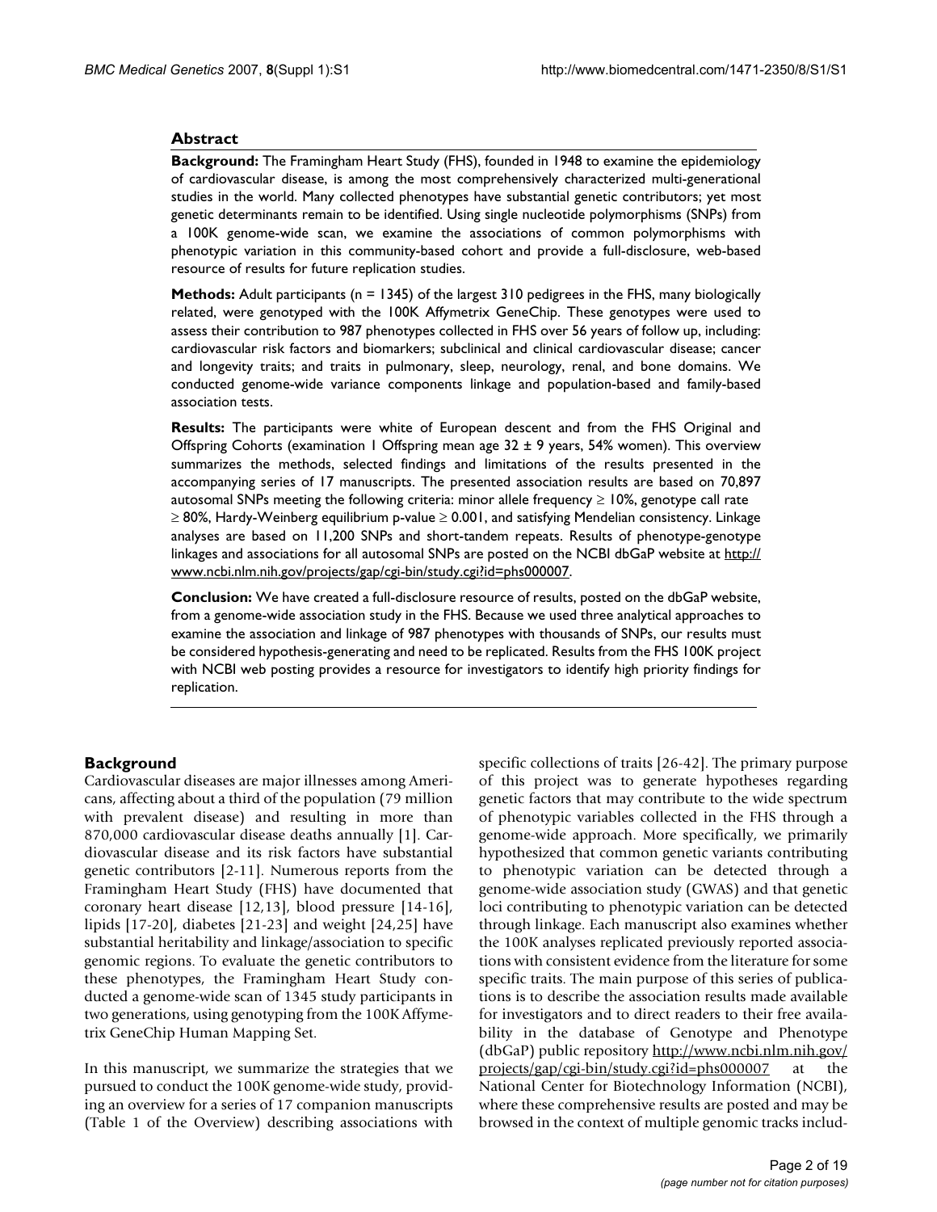## Abstract

**Background:** The Framingham Heart Study (FHS), founded in 1948 to examine the epidemiology of cardiovascular disease, is among the most comprehensively characterized multi-generational studies in the world. Many collected phenotypes have substantial genetic contributors; yet most genetic determinants remain to be identified. Using single nucleotide polymorphisms (SNPs) from a 100K genome-wide scan, we examine the associations of common polymorphisms with phenotypic variation in this community-based cohort and provide a full-disclosure, web-based resource of results for future replication studies.

**Methods:** Adult participants (n = 1345) of the largest 310 pedigrees in the FHS, many biologically related, were genotyped with the 100K Affymetrix GeneChip. These genotypes were used to assess their contribution to 987 phenotypes collected in FHS over 56 years of follow up, including: cardiovascular risk factors and biomarkers; subclinical and clinical cardiovascular disease; cancer and longevity traits; and traits in pulmonary, sleep, neurology, renal, and bone domains. We conducted genome-wide variance components linkage and population-based and family-based association tests.

**Results:** The participants were white of European descent and from the FHS Original and Offspring Cohorts (examination 1 Offspring mean age 32 ± 9 years, 54% women). This overview summarizes the methods, selected findings and limitations of the results presented in the accompanying series of 17 manuscripts. The presented association results are based on 70,897 autosomal SNPs meeting the following criteria: minor allele frequency ≥ 10%, genotype call rate ≥ 80%, Hardy-Weinberg equilibrium p-value ≥ 0.001, and satisfying Mendelian consistency. Linkage analyses are based on 11,200 SNPs and short-tandem repeats. Results of phenotype-genotype linkages and associations for all autosomal SNPs are posted on the NCBI dbGaP website at http://www.ncbi.nlm.nih.gov/projects/gap/cgi-bin/study.cgi?id=phs000007.

**Conclusion:** We have created a full-disclosure resource of results, posted on the dbGaP website, from a genome-wide association study in the FHS. Because we used three analytical approaches to examine the association and linkage of 987 phenotypes with thousands of SNPs, our results must be considered hypothesis-generating and need to be replicated. Results from the FHS 100K project with NCBI web posting provides a resource for investigators to identify high priority findings for replication.

## Background

Cardiovascular diseases are major illnesses among Americans, affecting about a third of the population (79 million with prevalent disease) and resulting in more than 870,000 cardiovascular disease deaths annually [1]. Cardiovascular disease and its risk factors have substantial genetic contributors [2-11]. Numerous reports from the Framingham Heart Study (FHS) have documented that coronary heart disease [12,13], blood pressure [14-16], lipids [17-20], diabetes [21-23] and weight [24,25] have substantial heritability and linkage/association to specific genomic regions. To evaluate the genetic contributors to these phenotypes, the Framingham Heart Study conducted a genome-wide scan of 1345 study participants in two generations, using genotyping from the 100K Affymetrix GeneChip Human Mapping Set.

In this manuscript, we summarize the strategies that we pursued to conduct the 100K genome-wide study, providing an overview for a series of 17 companion manuscripts (Table 1 of the Overview) describing associations with specific collections of traits [26-42]. The primary purpose of this project was to generate hypotheses regarding genetic factors that may contribute to the wide spectrum of phenotypic variables collected in the FHS through a genome-wide approach. More specifically, we primarily hypothesized that common genetic variants contributing to phenotypic variation can be detected through a genome-wide association study (GWAS) and that genetic loci contributing to phenotypic variation can be detected through linkage. Each manuscript also examines whether the 100K analyses replicated previously reported associations with consistent evidence from the literature for some specific traits. The main purpose of this series of publications is to describe the association results made available for investigators and to direct readers to their free availability in the database of Genotype and Phenotype (dbGaP) public repository http://www.ncbi.nlm.nih.gov/projects/gap/cgi-bin/study.cgi?id=phs000007 at the National Center for Biotechnology Information (NCBI), where these comprehensive results are posted and may be browsed in the context of multiple genomic tracks includ-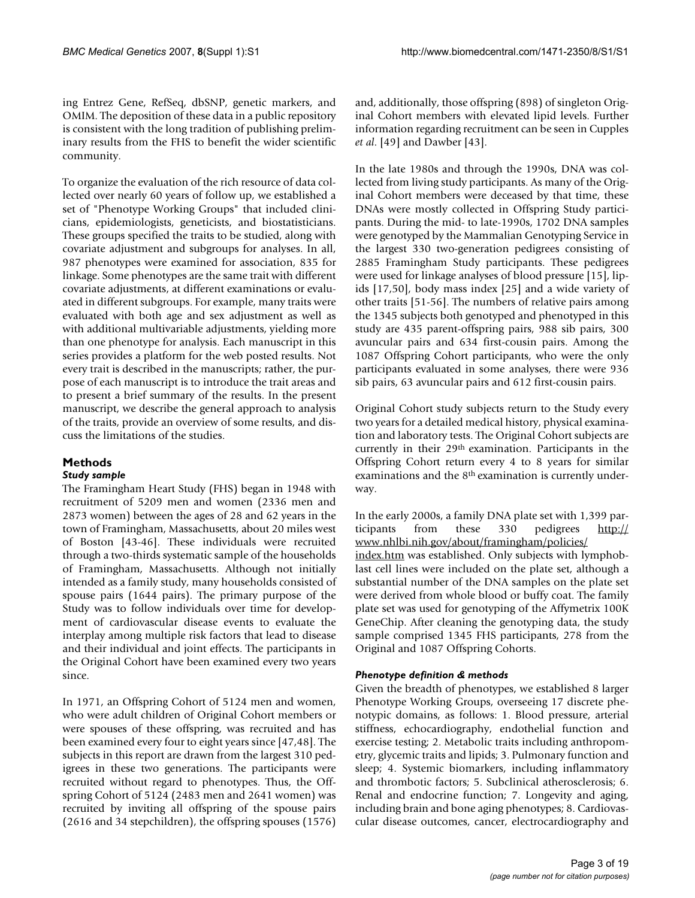ing Entrez Gene, RefSeq, dbSNP, genetic markers, and OMIM. The deposition of these data in a public repository is consistent with the long tradition of publishing preliminary results from the FHS to benefit the wider scientific community.

To organize the evaluation of the rich resource of data collected over nearly 60 years of follow up, we established a set of "Phenotype Working Groups" that included clinicians, epidemiologists, geneticists, and biostatisticians. These groups specified the traits to be studied, along with covariate adjustment and subgroups for analyses. In all, 987 phenotypes were examined for association, 835 for linkage. Some phenotypes are the same trait with different covariate adjustments, at different examinations or evaluated in different subgroups. For example, many traits were evaluated with both age and sex adjustment as well as with additional multivariable adjustments, yielding more than one phenotype for analysis. Each manuscript in this series provides a platform for the web posted results. Not every trait is described in the manuscripts; rather, the purpose of each manuscript is to introduce the trait areas and to present a brief summary of the results. In the present manuscript, we describe the general approach to analysis of the traits, provide an overview of some results, and discuss the limitations of the studies.

## Methods

### *Study sample*

The Framingham Heart Study (FHS) began in 1948 with recruitment of 5209 men and women (2336 men and 2873 women) between the ages of 28 and 62 years in the town of Framingham, Massachusetts, about 20 miles west of Boston [43-46]. These individuals were recruited through a two-thirds systematic sample of the households of Framingham, Massachusetts. Although not initially intended as a family study, many households consisted of spouse pairs (1644 pairs). The primary purpose of the Study was to follow individuals over time for development of cardiovascular disease events to evaluate the interplay among multiple risk factors that lead to disease and their individual and joint effects. The participants in the Original Cohort have been examined every two years since.

In 1971, an Offspring Cohort of 5124 men and women, who were adult children of Original Cohort members or were spouses of these offspring, was recruited and has been examined every four to eight years since [47,48]. The subjects in this report are drawn from the largest 310 pedigrees in these two generations. The participants were recruited without regard to phenotypes. Thus, the Offspring Cohort of 5124 (2483 men and 2641 women) was recruited by inviting all offspring of the spouse pairs (2616 and 34 stepchildren), the offspring spouses (1576) and, additionally, those offspring (898) of singleton Original Cohort members with elevated lipid levels. Further information regarding recruitment can be seen in Cupples *et al*. [49] and Dawber [43].

In the late 1980s and through the 1990s, DNA was collected from living study participants. As many of the Original Cohort members were deceased by that time, these DNAs were mostly collected in Offspring Study participants. During the mid- to late-1990s, 1702 DNA samples were genotyped by the Mammalian Genotyping Service in the largest 330 two-generation pedigrees consisting of 2885 Framingham Study participants. These pedigrees were used for linkage analyses of blood pressure [15], lipids [17,50], body mass index [25] and a wide variety of other traits [51-56]. The numbers of relative pairs among the 1345 subjects both genotyped and phenotyped in this study are 435 parent-offspring pairs, 988 sib pairs, 300 avuncular pairs and 634 first-cousin pairs. Among the 1087 Offspring Cohort participants, who were the only participants evaluated in some analyses, there were 936 sib pairs, 63 avuncular pairs and 612 first-cousin pairs.

Original Cohort study subjects return to the Study every two years for a detailed medical history, physical examination and laboratory tests. The Original Cohort subjects are currently in their 29th examination. Participants in the Offspring Cohort return every 4 to 8 years for similar examinations and the 8th examination is currently underway.

In the early 2000s, a family DNA plate set with 1,399 participants from these 330 pedigrees http://www.nhlbi.nih.gov/about/framingham/policies/index.htm was established. Only subjects with lymphoblast cell lines were included on the plate set, although a substantial number of the DNA samples on the plate set were derived from whole blood or buffy coat. The family plate set was used for genotyping of the Affymetrix 100K GeneChip. After cleaning the genotyping data, the study sample comprised 1345 FHS participants, 278 from the Original and 1087 Offspring Cohorts.

### *Phenotype definition & methods*

Given the breadth of phenotypes, we established 8 larger Phenotype Working Groups, overseeing 17 discrete phenotypic domains, as follows: 1. Blood pressure, arterial stiffness, echocardiography, endothelial function and exercise testing; 2. Metabolic traits including anthropometry, glycemic traits and lipids; 3. Pulmonary function and sleep; 4. Systemic biomarkers, including inflammatory and thrombotic factors; 5. Subclinical atherosclerosis; 6. Renal and endocrine function; 7. Longevity and aging, including brain and bone aging phenotypes; 8. Cardiovascular disease outcomes, cancer, electrocardiography and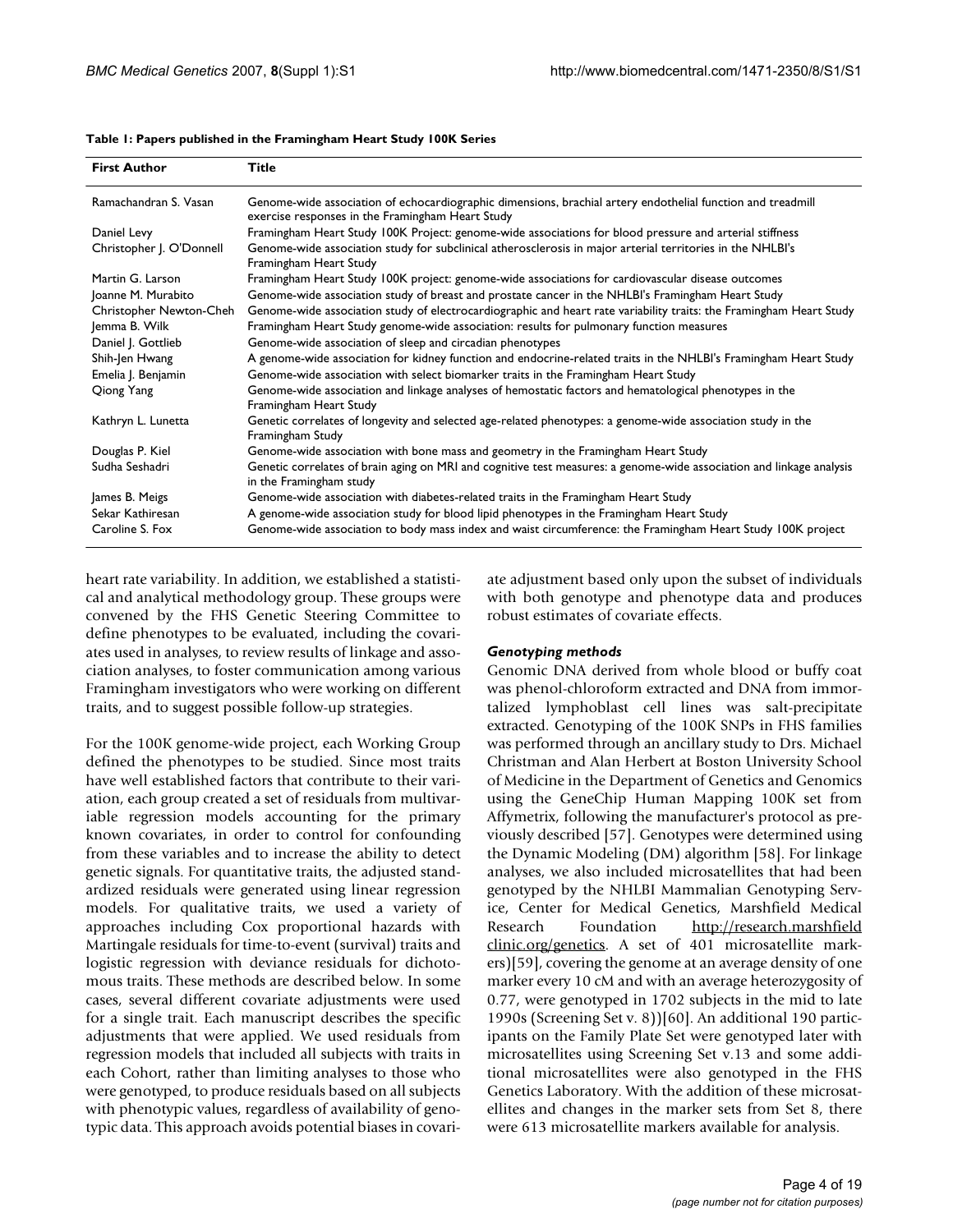**Table 1: Papers published in the Framingham Heart Study 100K Series**

| First Author | Title |
| --- | --- |
| Ramachandran S. Vasan | Genome-wide association of echocardiographic dimensions, brachial artery endothelial function and treadmill exercise responses in the Framingham Heart Study |
| Daniel Levy | Framingham Heart Study 100K Project: genome-wide associations for blood pressure and arterial stiffness |
| Christopher J. O'Donnell | Genome-wide association study for subclinical atherosclerosis in major arterial territories in the NHLBI's Framingham Heart Study |
| Martin G. Larson | Framingham Heart Study 100K project: genome-wide associations for cardiovascular disease outcomes |
| Joanne M. Murabito | Genome-wide association study of breast and prostate cancer in the NHLBI's Framingham Heart Study |
| Christopher Newton-Cheh | Genome-wide association study of electrocardiographic and heart rate variability traits: the Framingham Heart Study |
| Jemma B. Wilk | Framingham Heart Study genome-wide association: results for pulmonary function measures |
| Daniel J. Gottlieb | Genome-wide association of sleep and circadian phenotypes |
| Shih-Jen Hwang | A genome-wide association for kidney function and endocrine-related traits in the NHLBI's Framingham Heart Study |
| Emelia J. Benjamin | Genome-wide association with select biomarker traits in the Framingham Heart Study |
| Qiong Yang | Genome-wide association and linkage analyses of hemostatic factors and hematological phenotypes in the Framingham Heart Study |
| Kathryn L. Lunetta | Genetic correlates of longevity and selected age-related phenotypes: a genome-wide association study in the Framingham Study |
| Douglas P. Kiel | Genome-wide association with bone mass and geometry in the Framingham Heart Study |
| Sudha Seshadri | Genetic correlates of brain aging on MRI and cognitive test measures: a genome-wide association and linkage analysis in the Framingham study |
| James B. Meigs | Genome-wide association with diabetes-related traits in the Framingham Heart Study |
| Sekar Kathiresan | A genome-wide association study for blood lipid phenotypes in the Framingham Heart Study |
| Caroline S. Fox | Genome-wide association to body mass index and waist circumference: the Framingham Heart Study 100K project |

heart rate variability. In addition, we established a statistical and analytical methodology group. These groups were convened by the FHS Genetic Steering Committee to define phenotypes to be evaluated, including the covariates used in analyses, to review results of linkage and association analyses, to foster communication among various Framingham investigators who were working on different traits, and to suggest possible follow-up strategies.

For the 100K genome-wide project, each Working Group defined the phenotypes to be studied. Since most traits have well established factors that contribute to their variation, each group created a set of residuals from multivariable regression models accounting for the primary known covariates, in order to control for confounding from these variables and to increase the ability to detect genetic signals. For quantitative traits, the adjusted standardized residuals were generated using linear regression models. For qualitative traits, we used a variety of approaches including Cox proportional hazards with Martingale residuals for time-to-event (survival) traits and logistic regression with deviance residuals for dichotomous traits. These methods are described below. In some cases, several different covariate adjustments were used for a single trait. Each manuscript describes the specific adjustments that were applied. We used residuals from regression models that included all subjects with traits in each Cohort, rather than limiting analyses to those who were genotyped, to produce residuals based on all subjects with phenotypic values, regardless of availability of genotypic data. This approach avoids potential biases in covariate adjustment based only upon the subset of individuals with both genotype and phenotype data and produces robust estimates of covariate effects.

### *Genotyping methods*

Genomic DNA derived from whole blood or buffy coat was phenol-chloroform extracted and DNA from immortalized lymphoblast cell lines was salt-precipitate extracted. Genotyping of the 100K SNPs in FHS families was performed through an ancillary study to Drs. Michael Christman and Alan Herbert at Boston University School of Medicine in the Department of Genetics and Genomics using the GeneChip Human Mapping 100K set from Affymetrix, following the manufacturer's protocol as previously described [57]. Genotypes were determined using the Dynamic Modeling (DM) algorithm [58]. For linkage analyses, we also included microsatellites that had been genotyped by the NHLBI Mammalian Genotyping Service, Center for Medical Genetics, Marshfield Medical Research Foundation http://research.marshfieldclinic.org/genetics. A set of 401 microsatellite markers)[59], covering the genome at an average density of one marker every 10 cM and with an average heterozygosity of 0.77, were genotyped in 1702 subjects in the mid to late 1990s (Screening Set v. 8))[60]. An additional 190 participants on the Family Plate Set were genotyped later with microsatellites using Screening Set v.13 and some additional microsatellites were also genotyped in the FHS Genetics Laboratory. With the addition of these microsatellites and changes in the marker sets from Set 8, there were 613 microsatellite markers available for analysis.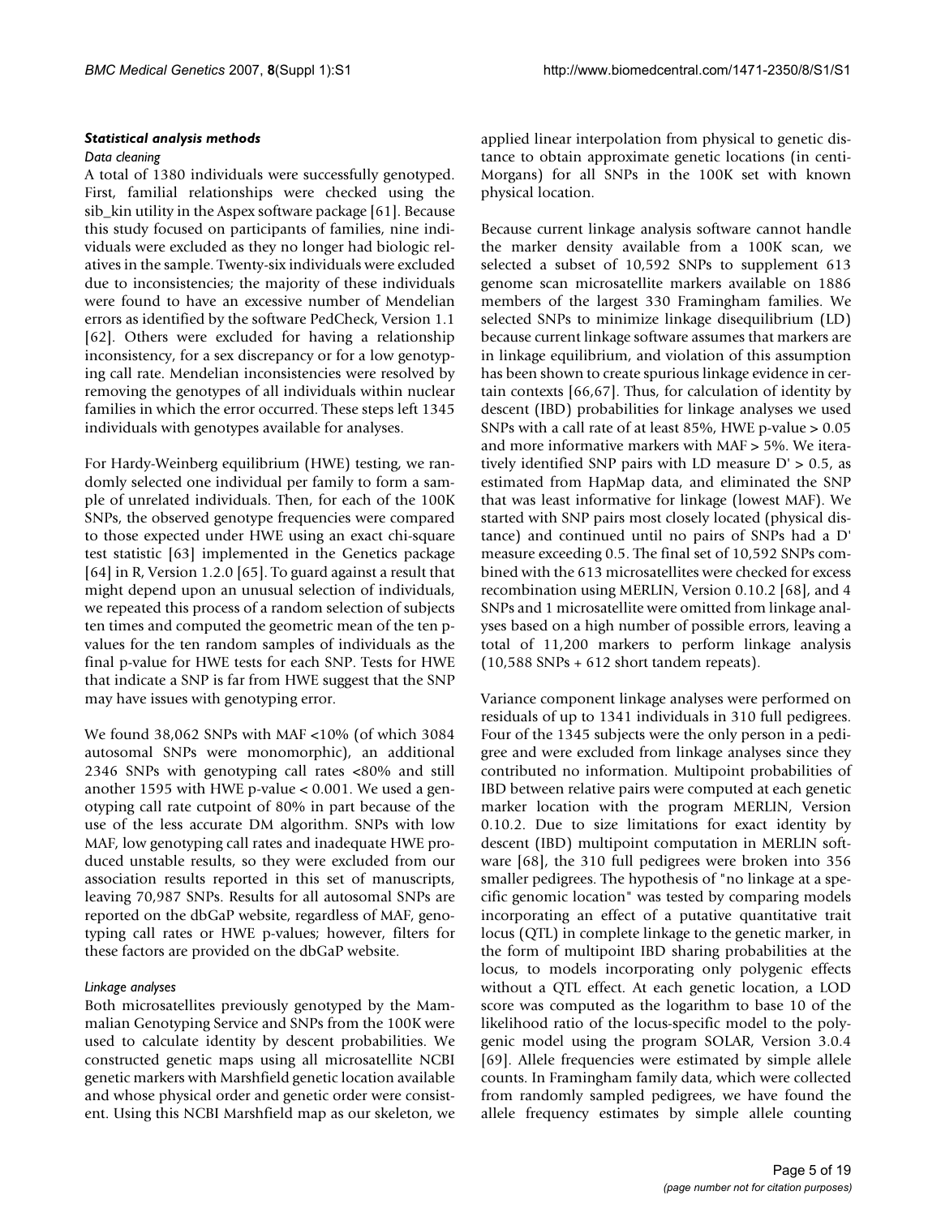### *Statistical analysis methods*

*Data cleaning*

A total of 1380 individuals were successfully genotyped. First, familial relationships were checked using the sib_kin utility in the Aspex software package [61]. Because this study focused on participants of families, nine individuals were excluded as they no longer had biologic relatives in the sample. Twenty-six individuals were excluded due to inconsistencies; the majority of these individuals were found to have an excessive number of Mendelian errors as identified by the software PedCheck, Version 1.1 [62]. Others were excluded for having a relationship inconsistency, for a sex discrepancy or for a low genotyping call rate. Mendelian inconsistencies were resolved by removing the genotypes of all individuals within nuclear families in which the error occurred. These steps left 1345 individuals with genotypes available for analyses.

For Hardy-Weinberg equilibrium (HWE) testing, we randomly selected one individual per family to form a sample of unrelated individuals. Then, for each of the 100K SNPs, the observed genotype frequencies were compared to those expected under HWE using an exact chi-square test statistic [63] implemented in the Genetics package [64] in R, Version 1.2.0 [65]. To guard against a result that might depend upon an unusual selection of individuals, we repeated this process of a random selection of subjects ten times and computed the geometric mean of the ten p-values for the ten random samples of individuals as the final p-value for HWE tests for each SNP. Tests for HWE that indicate a SNP is far from HWE suggest that the SNP may have issues with genotyping error.

We found 38,062 SNPs with MAF <10% (of which 3084 autosomal SNPs were monomorphic), an additional 2346 SNPs with genotyping call rates <80% and still another 1595 with HWE p-value < 0.001. We used a genotyping call rate cutpoint of 80% in part because of the use of the less accurate DM algorithm. SNPs with low MAF, low genotyping call rates and inadequate HWE produced unstable results, so they were excluded from our association results reported in this set of manuscripts, leaving 70,987 SNPs. Results for all autosomal SNPs are reported on the dbGaP website, regardless of MAF, genotyping call rates or HWE p-values; however, filters for these factors are provided on the dbGaP website.

*Linkage analyses*

Both microsatellites previously genotyped by the Mammalian Genotyping Service and SNPs from the 100K were used to calculate identity by descent probabilities. We constructed genetic maps using all microsatellite NCBI genetic markers with Marshfield genetic location available and whose physical order and genetic order were consistent. Using this NCBI Marshfield map as our skeleton, we applied linear interpolation from physical to genetic distance to obtain approximate genetic locations (in centiMorgans) for all SNPs in the 100K set with known physical location.

Because current linkage analysis software cannot handle the marker density available from a 100K scan, we selected a subset of 10,592 SNPs to supplement 613 genome scan microsatellite markers available on 1886 members of the largest 330 Framingham families. We selected SNPs to minimize linkage disequilibrium (LD) because current linkage software assumes that markers are in linkage equilibrium, and violation of this assumption has been shown to create spurious linkage evidence in certain contexts [66,67]. Thus, for calculation of identity by descent (IBD) probabilities for linkage analyses we used SNPs with a call rate of at least 85%, HWE p-value > 0.05 and more informative markers with MAF > 5%. We iteratively identified SNP pairs with LD measure D' > 0.5, as estimated from HapMap data, and eliminated the SNP that was least informative for linkage (lowest MAF). We started with SNP pairs most closely located (physical distance) and continued until no pairs of SNPs had a D' measure exceeding 0.5. The final set of 10,592 SNPs combined with the 613 microsatellites were checked for excess recombination using MERLIN, Version 0.10.2 [68], and 4 SNPs and 1 microsatellite were omitted from linkage analyses based on a high number of possible errors, leaving a total of 11,200 markers to perform linkage analysis (10,588 SNPs + 612 short tandem repeats).

Variance component linkage analyses were performed on residuals of up to 1341 individuals in 310 full pedigrees. Four of the 1345 subjects were the only person in a pedigree and were excluded from linkage analyses since they contributed no information. Multipoint probabilities of IBD between relative pairs were computed at each genetic marker location with the program MERLIN, Version 0.10.2. Due to size limitations for exact identity by descent (IBD) multipoint computation in MERLIN software [68], the 310 full pedigrees were broken into 356 smaller pedigrees. The hypothesis of "no linkage at a specific genomic location" was tested by comparing models incorporating an effect of a putative quantitative trait locus (QTL) in complete linkage to the genetic marker, in the form of multipoint IBD sharing probabilities at the locus, to models incorporating only polygenic effects without a QTL effect. At each genetic location, a LOD score was computed as the logarithm to base 10 of the likelihood ratio of the locus-specific model to the polygenic model using the program SOLAR, Version 3.0.4 [69]. Allele frequencies were estimated by simple allele counts. In Framingham family data, which were collected from randomly sampled pedigrees, we have found the allele frequency estimates by simple allele counting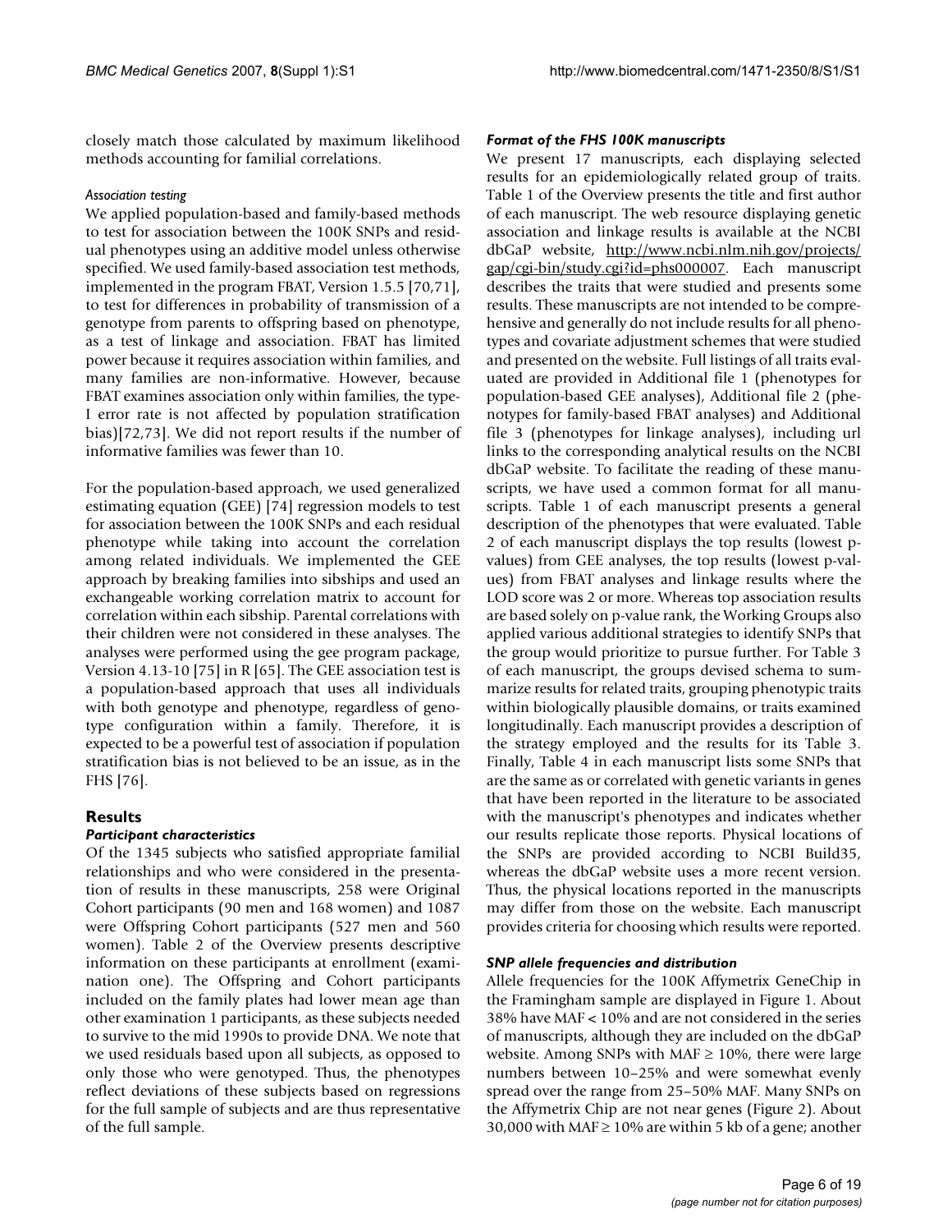closely match those calculated by maximum likelihood methods accounting for familial correlations.

#### *Association testing*

We applied population-based and family-based methods to test for association between the 100K SNPs and residual phenotypes using an additive model unless otherwise specified. We used family-based association test methods, implemented in the program FBAT, Version 1.5.5 [70,71], to test for differences in probability of transmission of a genotype from parents to offspring based on phenotype, as a test of linkage and association. FBAT has limited power because it requires association within families, and many families are non-informative. However, because FBAT examines association only within families, the type-I error rate is not affected by population stratification bias)[72,73]. We did not report results if the number of informative families was fewer than 10.

For the population-based approach, we used generalized estimating equation (GEE) [74] regression models to test for association between the 100K SNPs and each residual phenotype while taking into account the correlation among related individuals. We implemented the GEE approach by breaking families into sibships and used an exchangeable working correlation matrix to account for correlation within each sibship. Parental correlations with their children were not considered in these analyses. The analyses were performed using the gee program package, Version 4.13-10 [75] in R [65]. The GEE association test is a population-based approach that uses all individuals with both genotype and phenotype, regardless of genotype configuration within a family. Therefore, it is expected to be a powerful test of association if population stratification bias is not believed to be an issue, as in the FHS [76].

## Results

### *Participant characteristics*

Of the 1345 subjects who satisfied appropriate familial relationships and who were considered in the presentation of results in these manuscripts, 258 were Original Cohort participants (90 men and 168 women) and 1087 were Offspring Cohort participants (527 men and 560 women). Table 2 of the Overview presents descriptive information on these participants at enrollment (examination one). The Offspring and Cohort participants included on the family plates had lower mean age than other examination 1 participants, as these subjects needed to survive to the mid 1990s to provide DNA. We note that we used residuals based upon all subjects, as opposed to only those who were genotyped. Thus, the phenotypes reflect deviations of these subjects based on regressions for the full sample of subjects and are thus representative of the full sample.

### *Format of the FHS 100K manuscripts*

We present 17 manuscripts, each displaying selected results for an epidemiologically related group of traits. Table 1 of the Overview presents the title and first author of each manuscript. The web resource displaying genetic association and linkage results is available at the NCBI dbGaP website, http://www.ncbi.nlm.nih.gov/projects/gap/cgi-bin/study.cgi?id=phs000007. Each manuscript describes the traits that were studied and presents some results. These manuscripts are not intended to be comprehensive and generally do not include results for all phenotypes and covariate adjustment schemes that were studied and presented on the website. Full listings of all traits evaluated are provided in Additional file 1 (phenotypes for population-based GEE analyses), Additional file 2 (phenotypes for family-based FBAT analyses) and Additional file 3 (phenotypes for linkage analyses), including url links to the corresponding analytical results on the NCBI dbGaP website. To facilitate the reading of these manuscripts, we have used a common format for all manuscripts. Table 1 of each manuscript presents a general description of the phenotypes that were evaluated. Table 2 of each manuscript displays the top results (lowest p-values) from GEE analyses, the top results (lowest p-values) from FBAT analyses and linkage results where the LOD score was 2 or more. Whereas top association results are based solely on p-value rank, the Working Groups also applied various additional strategies to identify SNPs that the group would prioritize to pursue further. For Table 3 of each manuscript, the groups devised schema to summarize results for related traits, grouping phenotypic traits within biologically plausible domains, or traits examined longitudinally. Each manuscript provides a description of the strategy employed and the results for its Table 3. Finally, Table 4 in each manuscript lists some SNPs that are the same as or correlated with genetic variants in genes that have been reported in the literature to be associated with the manuscript's phenotypes and indicates whether our results replicate those reports. Physical locations of the SNPs are provided according to NCBI Build35, whereas the dbGaP website uses a more recent version. Thus, the physical locations reported in the manuscripts may differ from those on the website. Each manuscript provides criteria for choosing which results were reported.

### *SNP allele frequencies and distribution*

Allele frequencies for the 100K Affymetrix GeneChip in the Framingham sample are displayed in Figure 1. About 38% have MAF < 10% and are not considered in the series of manuscripts, although they are included on the dbGaP website. Among SNPs with MAF ≥ 10%, there were large numbers between 10–25% and were somewhat evenly spread over the range from 25–50% MAF. Many SNPs on the Affymetrix Chip are not near genes (Figure 2). About 30,000 with MAF ≥ 10% are within 5 kb of a gene; another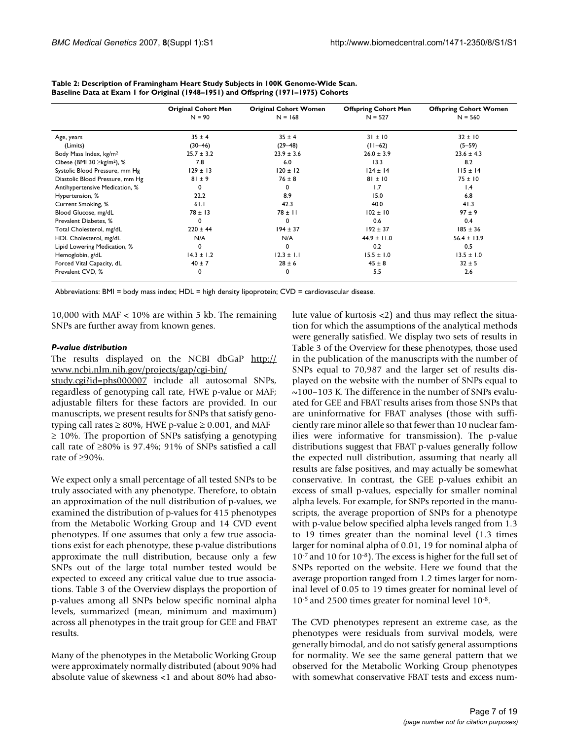**Table 2: Description of Framingham Heart Study Subjects in 100K Genome-Wide Scan. Baseline Data at Exam 1 for Original (1948–1951) and Offspring (1971–1975) Cohorts**

| | Original Cohort Men N = 90 | Original Cohort Women N = 168 | Offspring Cohort Men N = 527 | Offspring Cohort Women N = 560 |
|---|---|---|---|---|
| Age, years | 35 ± 4 | 35 ± 4 | 31 ± 10 | 32 ± 10 |
| (Limits) | (30–46) | (29–48) | (11–62) | (5–59) |
| Body Mass Index, kg/m$^2$ | 25.7 ± 3.2 | 23.9 ± 3.6 | 26.0 ± 3.9 | 23.6 ± 4.3 |
| Obese (BMI 30 ≥kg/m$^2$), % | 7.8 | 6.0 | 13.3 | 8.2 |
| Systolic Blood Pressure, mm Hg | 129 ± 13 | 120 ± 12 | 124 ± 14 | 115 ± 14 |
| Diastolic Blood Pressure, mm Hg | 81 ± 9 | 76 ± 8 | 81 ± 10 | 75 ± 10 |
| Antihypertensive Medication, % | 0 | 0 | 1.7 | 1.4 |
| Hypertension, % | 22.2 | 8.9 | 15.0 | 6.8 |
| Current Smoking, % | 61.1 | 42.3 | 40.0 | 41.3 |
| Blood Glucose, mg/dL | 78 ± 13 | 78 ± 11 | 102 ± 10 | 97 ± 9 |
| Prevalent Diabetes, % | 0 | 0 | 0.6 | 0.4 |
| Total Cholesterol, mg/dL | 220 ± 44 | 194 ± 37 | 192 ± 37 | 185 ± 36 |
| HDL Cholesterol, mg/dL | N/A | N/A | 44.9 ± 11.0 | 56.4 ± 13.9 |
| Lipid Lowering Medication, % | 0 | 0 | 0.2 | 0.5 |
| Hemoglobin, g/dL | 14.3 ± 1.2 | 12.3 ± 1.1 | 15.5 ± 1.0 | 13.5 ± 1.0 |
| Forced Vital Capacity, dL | 40 ± 7 | 28 ± 6 | 45 ± 8 | 32 ± 5 |
| Prevalent CVD, % | 0 | 0 | 5.5 | 2.6 |

Abbreviations: BMI = body mass index; HDL = high density lipoprotein; CVD = cardiovascular disease.

10,000 with MAF < 10% are within 5 kb. The remaining SNPs are further away from known genes.

### *P-value distribution*

The results displayed on the NCBI dbGaP http://www.ncbi.nlm.nih.gov/projects/gap/cgi-bin/study.cgi?id=phs000007 include all autosomal SNPs, regardless of genotyping call rate, HWE p-value or MAF; adjustable filters for these factors are provided. In our manuscripts, we present results for SNPs that satisfy genotyping call rates ≥ 80%, HWE p-value ≥ 0.001, and MAF ≥ 10%. The proportion of SNPs satisfying a genotyping call rate of ≥80% is 97.4%; 91% of SNPs satisfied a call rate of ≥90%.

We expect only a small percentage of all tested SNPs to be truly associated with any phenotype. Therefore, to obtain an approximation of the null distribution of p-values, we examined the distribution of p-values for 415 phenotypes from the Metabolic Working Group and 14 CVD event phenotypes. If one assumes that only a few true associations exist for each phenotype, these p-value distributions approximate the null distribution, because only a few SNPs out of the large total number tested would be expected to exceed any critical value due to true associations. Table 3 of the Overview displays the proportion of p-values among all SNPs below specific nominal alpha levels, summarized (mean, minimum and maximum) across all phenotypes in the trait group for GEE and FBAT results.

Many of the phenotypes in the Metabolic Working Group were approximately normally distributed (about 90% had absolute value of skewness <1 and about 80% had absolute value of kurtosis <2) and thus may reflect the situation for which the assumptions of the analytical methods were generally satisfied. We display two sets of results in Table 3 of the Overview for these phenotypes, those used in the publication of the manuscripts with the number of SNPs equal to 70,987 and the larger set of results displayed on the website with the number of SNPs equal to ~100–103 K. The difference in the number of SNPs evaluated for GEE and FBAT results arises from those SNPs that are uninformative for FBAT analyses (those with sufficiently rare minor allele so that fewer than 10 nuclear families were informative for transmission). The p-value distributions suggest that FBAT p-values generally follow the expected null distribution, assuming that nearly all results are false positives, and may actually be somewhat conservative. In contrast, the GEE p-values exhibit an excess of small p-values, especially for smaller nominal alpha levels. For example, for SNPs reported in the manuscripts, the average proportion of SNPs for a phenotype with p-value below specified alpha levels ranged from 1.3 to 19 times greater than the nominal level (1.3 times larger for nominal alpha of 0.01, 19 for nominal alpha of $10^{-7}$ and 10 for $10^{-8}$). The excess is higher for the full set of SNPs reported on the website. Here we found that the average proportion ranged from 1.2 times larger for nominal level of 0.05 to 19 times greater for nominal level of $10^{-5}$ and 2500 times greater for nominal level $10^{-8}$.

The CVD phenotypes represent an extreme case, as the phenotypes were residuals from survival models, were generally bimodal, and do not satisfy general assumptions for normality. We see the same general pattern that we observed for the Metabolic Working Group phenotypes with somewhat conservative FBAT tests and excess num-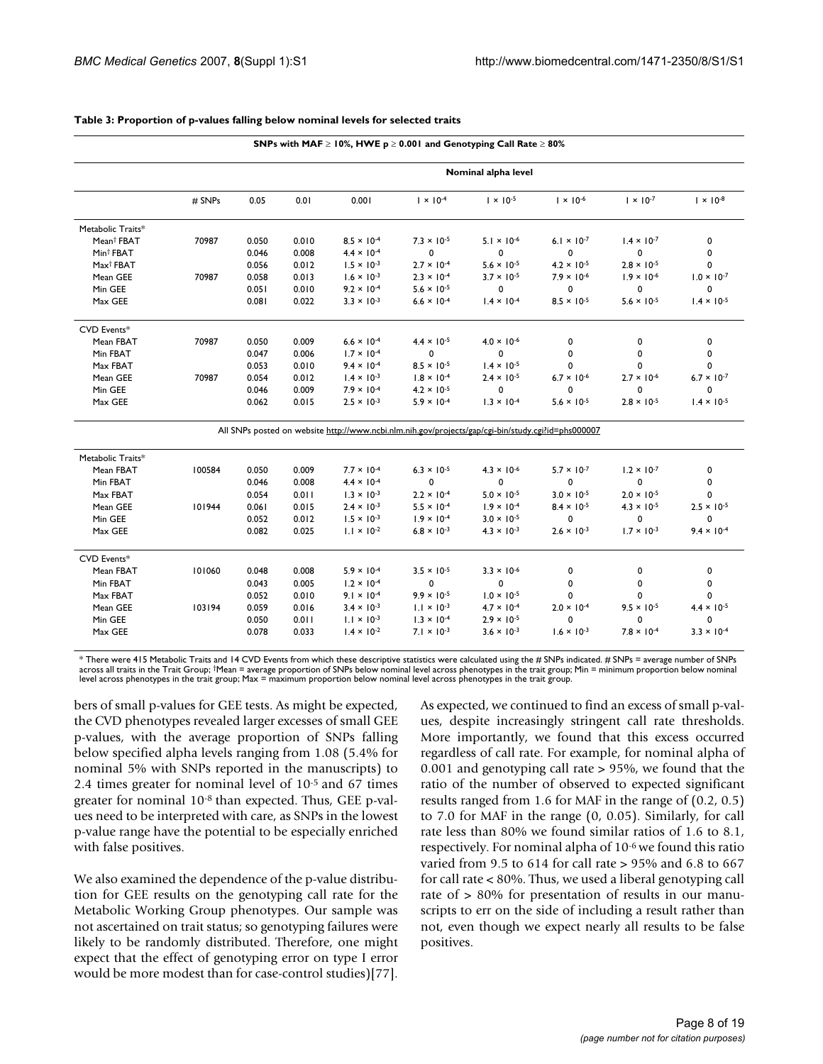**Table 3: Proportion of p-values falling below nominal levels for selected traits**

| SNPs with MAF ≥ 10%, HWE p ≥ 0.001 and Genotyping Call Rate ≥ 80% | | | | | | | | | |
|---|---|---|---|---|---|---|---|---|---|
| | | Nominal alpha level | | | | | | | |
| | # SNPs | 0.05 | 0.01 | 0.001 | $1 \times 10^{-4}$ | $1 \times 10^{-5}$ | $1 \times 10^{-6}$ | $1 \times 10^{-7}$ | $1 \times 10^{-8}$ |
| Metabolic Traits* | | | | | | | | | |
| Mean[†] FBAT | 70987 | 0.050 | 0.010 | $8.5 \times 10^{-4}$ | $7.3 \times 10^{-5}$ | $5.1 \times 10^{-6}$ | $6.1 \times 10^{-7}$ | $1.4 \times 10^{-7}$ | 0 |
| Min[‡] FBAT | | 0.046 | 0.008 | $4.4 \times 10^{-4}$ | 0 | 0 | 0 | 0 | 0 |
| Max[†] FBAT | | 0.056 | 0.012 | $1.5 \times 10^{-3}$ | $2.7 \times 10^{-4}$ | $5.6 \times 10^{-5}$ | $4.2 \times 10^{-5}$ | $2.8 \times 10^{-5}$ | 0 |
| Mean GEE | 70987 | 0.058 | 0.013 | $1.6 \times 10^{-3}$ | $2.3 \times 10^{-4}$ | $3.7 \times 10^{-5}$ | $7.9 \times 10^{-6}$ | $1.9 \times 10^{-6}$ | $1.0 \times 10^{-7}$ |
| Min GEE | | 0.051 | 0.010 | $9.2 \times 10^{-4}$ | $5.6 \times 10^{-5}$ | 0 | 0 | 0 | 0 |
| Max GEE | | 0.081 | 0.022 | $3.3 \times 10^{-3}$ | $6.6 \times 10^{-4}$ | $1.4 \times 10^{-4}$ | $8.5 \times 10^{-5}$ | $5.6 \times 10^{-5}$ | $1.4 \times 10^{-5}$ |
| CVD Events* | | | | | | | | | |
| Mean FBAT | 70987 | 0.050 | 0.009 | $6.6 \times 10^{-4}$ | $4.4 \times 10^{-5}$ | $4.0 \times 10^{-6}$ | 0 | 0 | 0 |
| Min FBAT | | 0.047 | 0.006 | $1.7 \times 10^{-4}$ | 0 | 0 | 0 | 0 | 0 |
| Max FBAT | | 0.053 | 0.010 | $9.4 \times 10^{-4}$ | $8.5 \times 10^{-5}$ | $1.4 \times 10^{-5}$ | 0 | 0 | 0 |
| Mean GEE | 70987 | 0.054 | 0.012 | $1.4 \times 10^{-3}$ | $1.8 \times 10^{-4}$ | $2.4 \times 10^{-5}$ | $6.7 \times 10^{-6}$ | $2.7 \times 10^{-6}$ | $6.7 \times 10^{-7}$ |
| Min GEE | | 0.046 | 0.009 | $7.9 \times 10^{-4}$ | $4.2 \times 10^{-5}$ | 0 | 0 | 0 | 0 |
| Max GEE | | 0.062 | 0.015 | $2.5 \times 10^{-3}$ | $5.9 \times 10^{-4}$ | $1.3 \times 10^{-4}$ | $5.6 \times 10^{-5}$ | $2.8 \times 10^{-5}$ | $1.4 \times 10^{-5}$ |
| All SNPs posted on website http://www.ncbi.nlm.nih.gov/projects/gap/cgi-bin/study.cgi?id=phs000007 | | | | | | | | | |
| Metabolic Traits* | | | | | | | | | |
| Mean FBAT | 100584 | 0.050 | 0.009 | $7.7 \times 10^{-4}$ | $6.3 \times 10^{-5}$ | $4.3 \times 10^{-6}$ | $5.7 \times 10^{-7}$ | $1.2 \times 10^{-7}$ | 0 |
| Min FBAT | | 0.046 | 0.008 | $4.4 \times 10^{-4}$ | 0 | 0 | 0 | 0 | 0 |
| Max FBAT | | 0.054 | 0.011 | $1.3 \times 10^{-3}$ | $2.2 \times 10^{-4}$ | $5.0 \times 10^{-5}$ | $3.0 \times 10^{-5}$ | $2.0 \times 10^{-5}$ | 0 |
| Mean GEE | 101944 | 0.061 | 0.015 | $2.4 \times 10^{-3}$ | $5.5 \times 10^{-4}$ | $1.9 \times 10^{-4}$ | $8.4 \times 10^{-5}$ | $4.3 \times 10^{-5}$ | $2.5 \times 10^{-5}$ |
| Min GEE | | 0.052 | 0.012 | $1.5 \times 10^{-3}$ | $1.9 \times 10^{-4}$ | $3.0 \times 10^{-5}$ | 0 | 0 | 0 |
| Max GEE | | 0.082 | 0.025 | $1.1 \times 10^{-2}$ | $6.8 \times 10^{-3}$ | $4.3 \times 10^{-3}$ | $2.6 \times 10^{-3}$ | $1.7 \times 10^{-3}$ | $9.4 \times 10^{-4}$ |
| CVD Events* | | | | | | | | | |
| Mean FBAT | 101060 | 0.048 | 0.008 | $5.9 \times 10^{-4}$ | $3.5 \times 10^{-5}$ | $3.3 \times 10^{-6}$ | 0 | 0 | 0 |
| Min FBAT | | 0.043 | 0.005 | $1.2 \times 10^{-4}$ | 0 | 0 | 0 | 0 | 0 |
| Max FBAT | | 0.052 | 0.010 | $9.1 \times 10^{-4}$ | $9.9 \times 10^{-5}$ | $1.0 \times 10^{-5}$ | 0 | 0 | 0 |
| Mean GEE | 103194 | 0.059 | 0.016 | $3.4 \times 10^{-3}$ | $1.1 \times 10^{-3}$ | $4.7 \times 10^{-4}$ | $2.0 \times 10^{-4}$ | $9.5 \times 10^{-5}$ | $4.4 \times 10^{-5}$ |
| Min GEE | | 0.050 | 0.011 | $1.1 \times 10^{-3}$ | $1.3 \times 10^{-4}$ | $2.9 \times 10^{-5}$ | 0 | 0 | 0 |
| Max GEE | | 0.078 | 0.033 | $1.4 \times 10^{-2}$ | $7.1 \times 10^{-3}$ | $3.6 \times 10^{-3}$ | $1.6 \times 10^{-3}$ | $7.8 \times 10^{-4}$ | $3.3 \times 10^{-4}$ |

* There were 415 Metabolic Traits and 14 CVD Events from which these descriptive statistics were calculated using the # SNPs indicated. # SNPs = average number of SNPs across all traits in the Trait Group; †Mean = average proportion of SNPs below nominal level across phenotypes in the trait group; Min = minimum proportion below nominal level across phenotypes in the trait group; Max = maximum proportion below nominal level across phenotypes in the trait group.

bers of small p-values for GEE tests. As might be expected, the CVD phenotypes revealed larger excesses of small GEE p-values, with the average proportion of SNPs falling below specified alpha levels ranging from 1.08 (5.4% for nominal 5% with SNPs reported in the manuscripts) to 2.4 times greater for nominal level of $10^{-5}$ and 67 times greater for nominal $10^{-8}$ than expected. Thus, GEE p-values need to be interpreted with care, as SNPs in the lowest p-value range have the potential to be especially enriched with false positives.

We also examined the dependence of the p-value distribution for GEE results on the genotyping call rate for the Metabolic Working Group phenotypes. Our sample was not ascertained on trait status; so genotyping failures were likely to be randomly distributed. Therefore, one might expect that the effect of genotyping error on type I error would be more modest than for case-control studies)[77]. As expected, we continued to find an excess of small p-values, despite increasingly stringent call rate thresholds. More importantly, we found that this excess occurred regardless of call rate. For example, for nominal alpha of 0.001 and genotyping call rate > 95%, we found that the ratio of the number of observed to expected significant results ranged from 1.6 for MAF in the range of (0.2, 0.5) to 7.0 for MAF in the range (0, 0.05). Similarly, for call rate less than 80% we found similar ratios of 1.6 to 8.1, respectively. For nominal alpha of $10^{-6}$ we found this ratio varied from 9.5 to 614 for call rate > 95% and 6.8 to 667 for call rate < 80%. Thus, we used a liberal genotyping call rate of > 80% for presentation of results in our manuscripts to err on the side of including a result rather than not, even though we expect nearly all results to be false positives.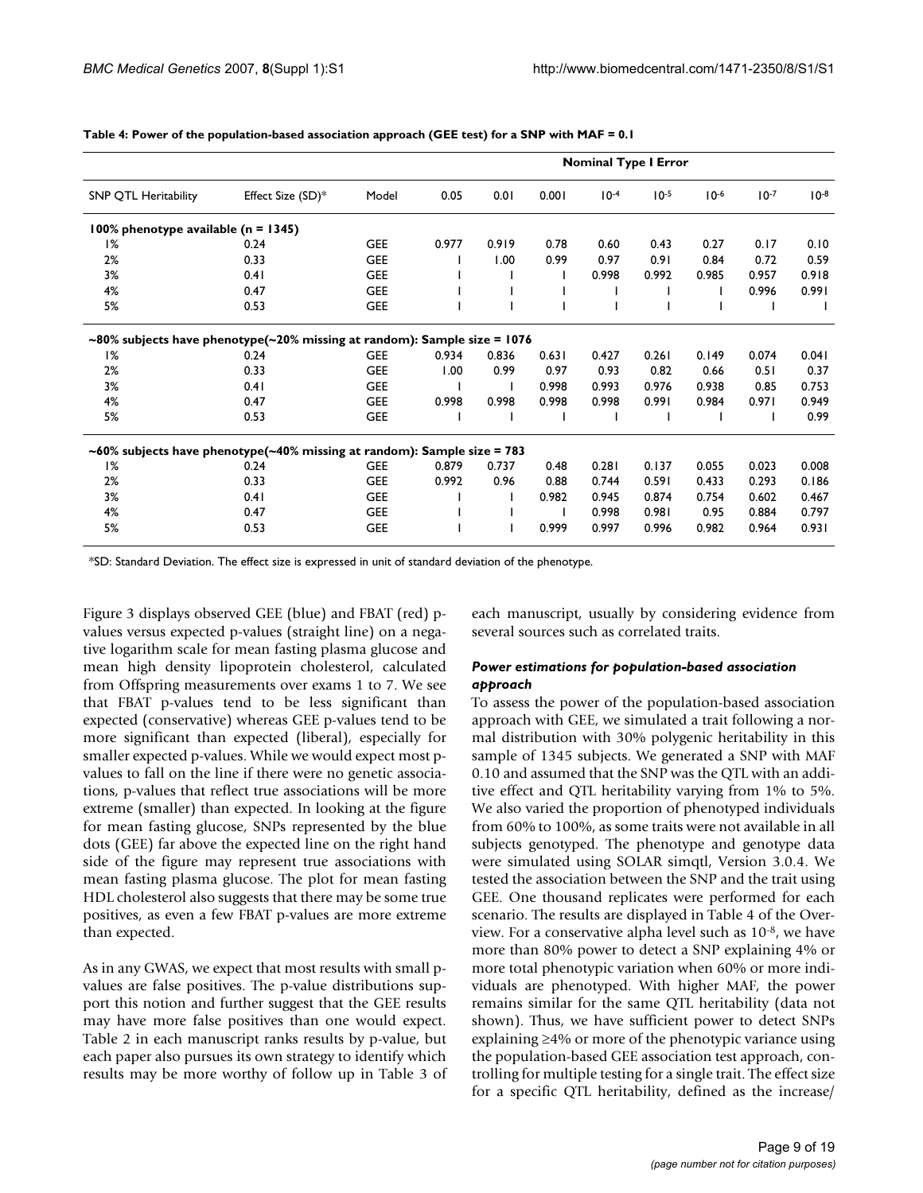**Table 4: Power of the population-based association approach (GEE test) for a SNP with MAF = 0.1**

| | | | Nominal Type I Error | | | | | | | |
|---|---|---|---|---|---|---|---|---|---|---|
| SNP QTL Heritability | Effect Size (SD)* | Model | 0.05 | 0.01 | 0.001 | $10^{-4}$ | $10^{-5}$ | $10^{-6}$ | $10^{-7}$ | $10^{-8}$ |
| **100% phenotype available (n = 1345)** | | | | | | | | | | |
| 1% | 0.24 | GEE | 0.977 | 0.919 | 0.78 | 0.60 | 0.43 | 0.27 | 0.17 | 0.10 |
| 2% | 0.33 | GEE | 1 | 1.00 | 0.99 | 0.97 | 0.91 | 0.84 | 0.72 | 0.59 |
| 3% | 0.41 | GEE | 1 | 1 | 1 | 0.998 | 0.992 | 0.985 | 0.957 | 0.918 |
| 4% | 0.47 | GEE | 1 | 1 | 1 | 1 | 1 | 1 | 0.996 | 0.991 |
| 5% | 0.53 | GEE | 1 | 1 | 1 | 1 | 1 | 1 | 1 | 1 |
| **~80% subjects have phenotype(~20% missing at random): Sample size = 1076** | | | | | | | | | | |
| 1% | 0.24 | GEE | 0.934 | 0.836 | 0.631 | 0.427 | 0.261 | 0.149 | 0.074 | 0.041 |
| 2% | 0.33 | GEE | 1.00 | 0.99 | 0.97 | 0.93 | 0.82 | 0.66 | 0.51 | 0.37 |
| 3% | 0.41 | GEE | 1 | 1 | 0.998 | 0.993 | 0.976 | 0.938 | 0.85 | 0.753 |
| 4% | 0.47 | GEE | 0.998 | 0.998 | 0.998 | 0.998 | 0.991 | 0.984 | 0.971 | 0.949 |
| 5% | 0.53 | GEE | 1 | 1 | 1 | 1 | 1 | 1 | 1 | 0.99 |
| **~60% subjects have phenotype(~40% missing at random): Sample size = 783** | | | | | | | | | | |
| 1% | 0.24 | GEE | 0.879 | 0.737 | 0.48 | 0.281 | 0.137 | 0.055 | 0.023 | 0.008 |
| 2% | 0.33 | GEE | 0.992 | 0.96 | 0.88 | 0.744 | 0.591 | 0.433 | 0.293 | 0.186 |
| 3% | 0.41 | GEE | 1 | 1 | 0.982 | 0.945 | 0.874 | 0.754 | 0.602 | 0.467 |
| 4% | 0.47 | GEE | 1 | 1 | 1 | 0.998 | 0.981 | 0.95 | 0.884 | 0.797 |
| 5% | 0.53 | GEE | 1 | 1 | 0.999 | 0.997 | 0.996 | 0.982 | 0.964 | 0.931 |

*SD: Standard Deviation. The effect size is expressed in unit of standard deviation of the phenotype.

Figure 3 displays observed GEE (blue) and FBAT (red) p-values versus expected p-values (straight line) on a negative logarithm scale for mean fasting plasma glucose and mean high density lipoprotein cholesterol, calculated from Offspring measurements over exams 1 to 7. We see that FBAT p-values tend to be less significant than expected (conservative) whereas GEE p-values tend to be more significant than expected (liberal), especially for smaller expected p-values. While we would expect most p-values to fall on the line if there were no genetic associations, p-values that reflect true associations will be more extreme (smaller) than expected. In looking at the figure for mean fasting glucose, SNPs represented by the blue dots (GEE) far above the expected line on the right hand side of the figure may represent true associations with mean fasting plasma glucose. The plot for mean fasting HDL cholesterol also suggests that there may be some true positives, as even a few FBAT p-values are more extreme than expected.

As in any GWAS, we expect that most results with small p-values are false positives. The p-value distributions support this notion and further suggest that the GEE results may have more false positives than one would expect. Table 2 in each manuscript ranks results by p-value, but each paper also pursues its own strategy to identify which results may be more worthy of follow up in Table 3 of each manuscript, usually by considering evidence from several sources such as correlated traits.

### *Power estimations for population-based association approach*

To assess the power of the population-based association approach with GEE, we simulated a trait following a normal distribution with 30% polygenic heritability in this sample of 1345 subjects. We generated a SNP with MAF 0.10 and assumed that the SNP was the QTL with an additive effect and QTL heritability varying from 1% to 5%. We also varied the proportion of phenotyped individuals from 60% to 100%, as some traits were not available in all subjects genotyped. The phenotype and genotype data were simulated using SOLAR simqtl, Version 3.0.4. We tested the association between the SNP and the trait using GEE. One thousand replicates were performed for each scenario. The results are displayed in Table 4 of the Overview. For a conservative alpha level such as $10^{-8}$, we have more than 80% power to detect a SNP explaining 4% or more total phenotypic variation when 60% or more individuals are phenotyped. With higher MAF, the power remains similar for the same QTL heritability (data not shown). Thus, we have sufficient power to detect SNPs explaining ≥4% or more of the phenotypic variance using the population-based GEE association test approach, controlling for multiple testing for a single trait. The effect size for a specific QTL heritability, defined as the increase/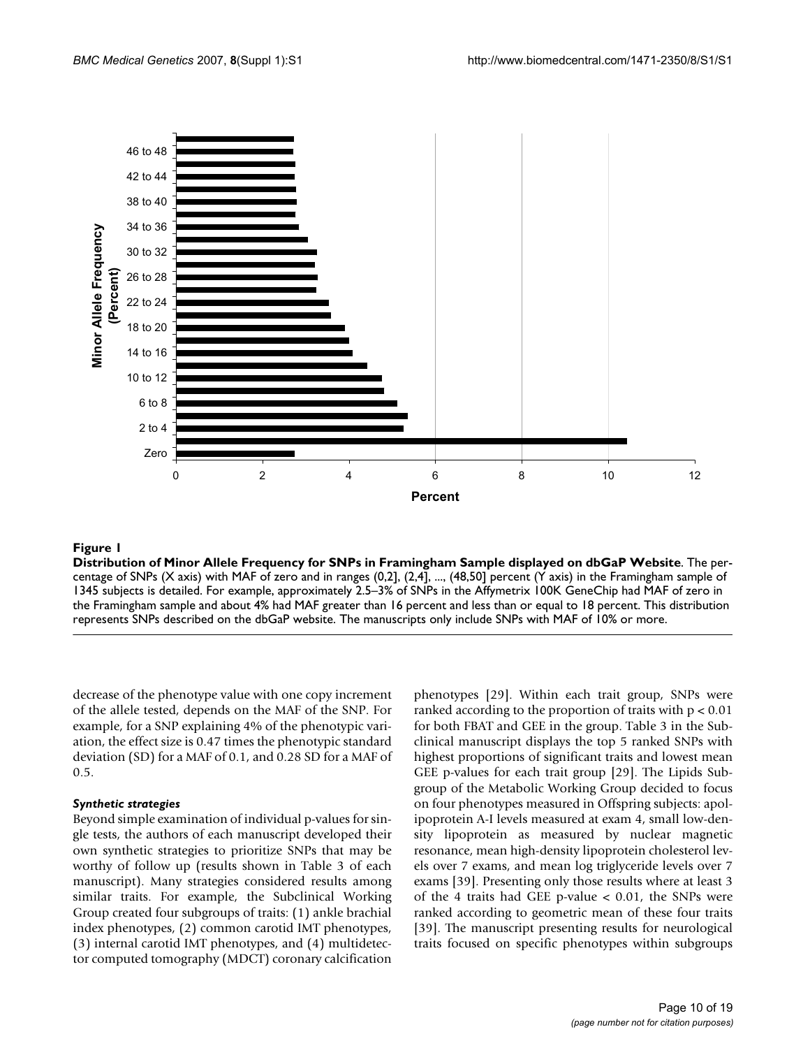**Figure 1**

**Distribution of Minor Allele Frequency for SNPs in Framingham Sample displayed on dbGaP Website**. The percentage of SNPs (X axis) with MAF of zero and in ranges (0,2], (2,4], ..., (48,50] percent (Y axis) in the Framingham sample of 1345 subjects is detailed. For example, approximately 2.5–3% of SNPs in the Affymetrix 100K GeneChip had MAF of zero in the Framingham sample and about 4% had MAF greater than 16 percent and less than or equal to 18 percent. This distribution represents SNPs described on the dbGaP website. The manuscripts only include SNPs with MAF of 10% or more.

decrease of the phenotype value with one copy increment of the allele tested, depends on the MAF of the SNP. For example, for a SNP explaining 4% of the phenotypic variation, the effect size is 0.47 times the phenotypic standard deviation (SD) for a MAF of 0.1, and 0.28 SD for a MAF of 0.5.

### *Synthetic strategies*

Beyond simple examination of individual p-values for single tests, the authors of each manuscript developed their own synthetic strategies to prioritize SNPs that may be worthy of follow up (results shown in Table 3 of each manuscript). Many strategies considered results among similar traits. For example, the Subclinical Working Group created four subgroups of traits: (1) ankle brachial index phenotypes, (2) common carotid IMT phenotypes, (3) internal carotid IMT phenotypes, and (4) multidetector computed tomography (MDCT) coronary calcification phenotypes [29]. Within each trait group, SNPs were ranked according to the proportion of traits with $p < 0.01$ for both FBAT and GEE in the group. Table 3 in the Subclinical manuscript displays the top 5 ranked SNPs with highest proportions of significant traits and lowest mean GEE p-values for each trait group [29]. The Lipids Subgroup of the Metabolic Working Group decided to focus on four phenotypes measured in Offspring subjects: apolipoprotein A-I levels measured at exam 4, small low-density lipoprotein as measured by nuclear magnetic resonance, mean high-density lipoprotein cholesterol levels over 7 exams, and mean log triglyceride levels over 7 exams [39]. Presenting only those results where at least 3 of the 4 traits had GEE p-value $< 0.01$, the SNPs were ranked according to geometric mean of these four traits [39]. The manuscript presenting results for neurological traits focused on specific phenotypes within subgroups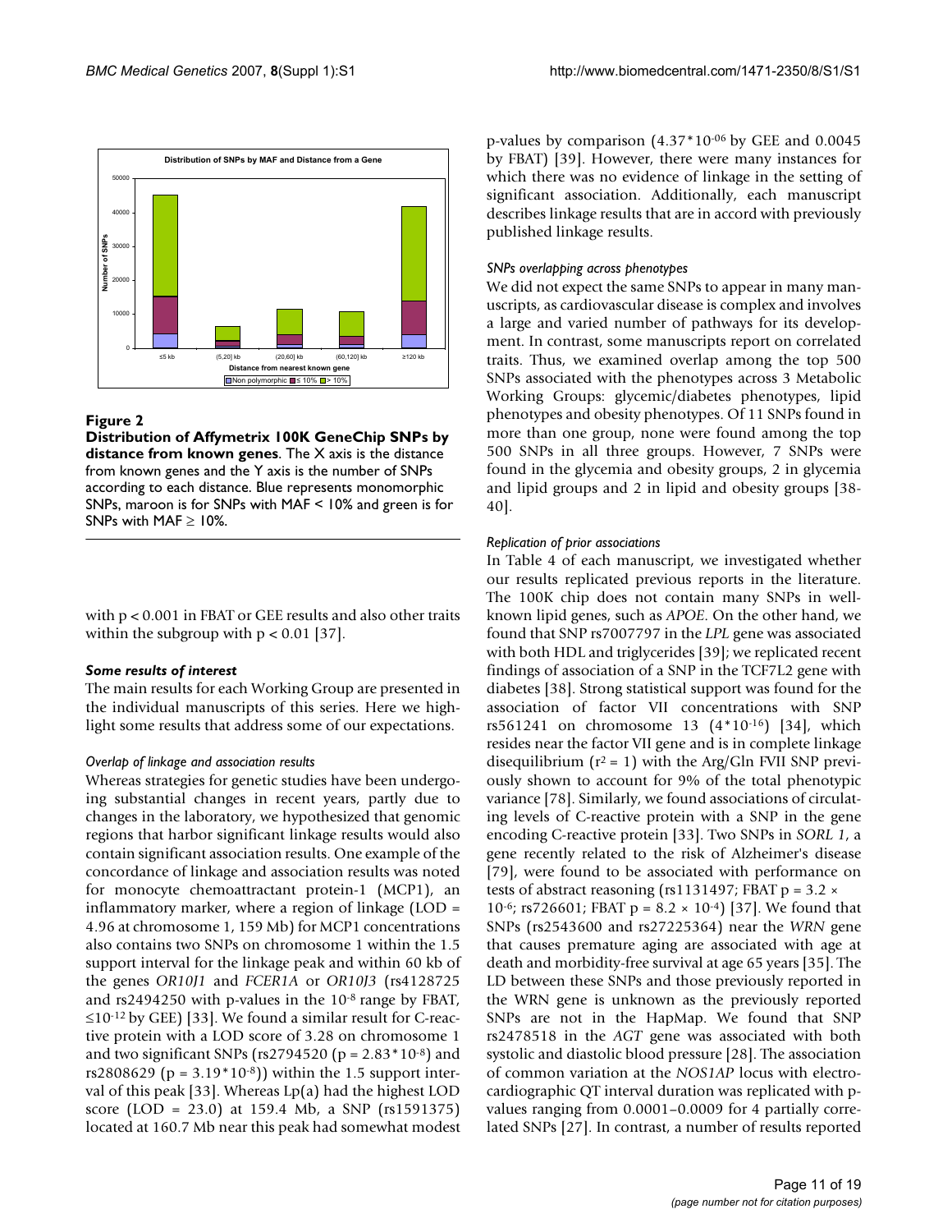**Figure 2**

**Distribution of Affymetrix 100K GeneChip SNPs by distance from known genes**. The X axis is the distance from known genes and the Y axis is the number of SNPs according to each distance. Blue represents monomorphic SNPs, maroon is for SNPs with MAF < 10% and green is for SNPs with MAF ≥ 10%.

with $p < 0.001$ in FBAT or GEE results and also other traits within the subgroup with $p < 0.01$ [37].

### *Some results of interest*

The main results for each Working Group are presented in the individual manuscripts of this series. Here we highlight some results that address some of our expectations.

#### *Overlap of linkage and association results*

Whereas strategies for genetic studies have been undergoing substantial changes in recent years, partly due to changes in the laboratory, we hypothesized that genomic regions that harbor significant linkage results would also contain significant association results. One example of the concordance of linkage and association results was noted for monocyte chemoattractant protein-1 (MCP1), an inflammatory marker, where a region of linkage (LOD = 4.96 at chromosome 1, 159 Mb) for MCP1 concentrations also contains two SNPs on chromosome 1 within the 1.5 support interval for the linkage peak and within 60 kb of the genes *OR10J1* and *FCER1A* or *OR10J3* (rs4128725 and rs2494250 with p-values in the $10^{-8}$ range by FBAT, $\leq 10^{-12}$ by GEE) [33]. We found a similar result for C-reactive protein with a LOD score of 3.28 on chromosome 1 and two significant SNPs (rs2794520 ($p = 2.83 \times 10^{-8}$) and rs2808629 ($p = 3.19 \times 10^{-8}$)) within the 1.5 support interval of this peak [33]. Whereas Lp(a) had the highest LOD score (LOD = 23.0) at 159.4 Mb, a SNP (rs1591375) located at 160.7 Mb near this peak had somewhat modest p-values by comparison ($4.37 \times 10^{-06}$ by GEE and 0.0045 by FBAT) [39]. However, there were many instances for which there was no evidence of linkage in the setting of significant association. Additionally, each manuscript describes linkage results that are in accord with previously published linkage results.

#### *SNPs overlapping across phenotypes*

We did not expect the same SNPs to appear in many manuscripts, as cardiovascular disease is complex and involves a large and varied number of pathways for its development. In contrast, some manuscripts report on correlated traits. Thus, we examined overlap among the top 500 SNPs associated with the phenotypes across 3 Metabolic Working Groups: glycemic/diabetes phenotypes, lipid phenotypes and obesity phenotypes. Of 11 SNPs found in more than one group, none were found among the top 500 SNPs in all three groups. However, 7 SNPs were found in the glycemia and obesity groups, 2 in glycemia and lipid groups and 2 in lipid and obesity groups [38-40].

#### *Replication of prior associations*

In Table 4 of each manuscript, we investigated whether our results replicated previous reports in the literature. The 100K chip does not contain many SNPs in well-known lipid genes, such as *APOE*. On the other hand, we found that SNP rs7007797 in the *LPL* gene was associated with both HDL and triglycerides [39]; we replicated recent findings of association of a SNP in the TCF7L2 gene with diabetes [38]. Strong statistical support was found for the association of factor VII concentrations with SNP rs561241 on chromosome 13 ($4 \times 10^{-16}$) [34], which resides near the factor VII gene and is in complete linkage disequilibrium ($r^2 = 1$) with the Arg/Gln FVII SNP previously shown to account for 9% of the total phenotypic variance [78]. Similarly, we found associations of circulating levels of C-reactive protein with a SNP in the gene encoding C-reactive protein [33]. Two SNPs in *SORL 1*, a gene recently related to the risk of Alzheimer's disease [79], were found to be associated with performance on tests of abstract reasoning (rs1131497; FBAT $p = 3.2 \times 10^{-6}$; rs726601; FBAT $p = 8.2 \times 10^{-4}$) [37]. We found that SNPs (rs2543600 and rs27225364) near the *WRN* gene that causes premature aging are associated with age at death and morbidity-free survival at age 65 years [35]. The LD between these SNPs and those previously reported in the WRN gene is unknown as the previously reported SNPs are not in the HapMap. We found that SNP rs2478518 in the *AGT* gene was associated with both systolic and diastolic blood pressure [28]. The association of common variation at the *NOS1AP* locus with electrocardiographic QT interval duration was replicated with p-values ranging from 0.0001–0.0009 for 4 partially correlated SNPs [27]. In contrast, a number of results reported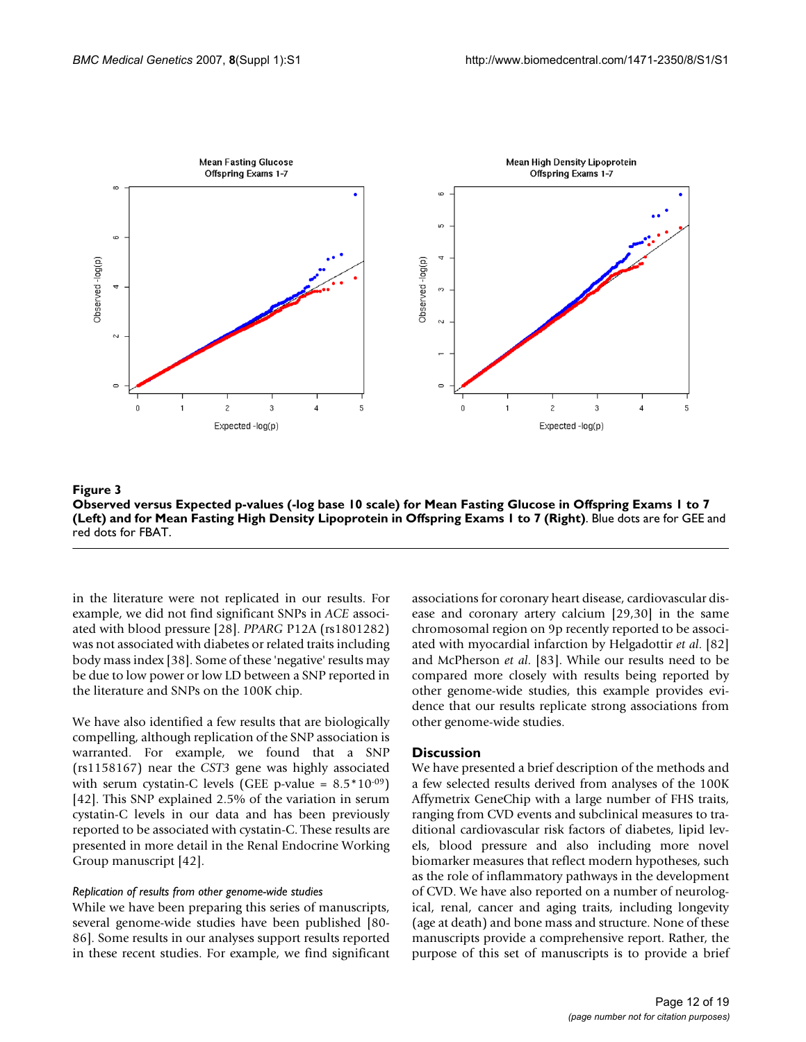**Figure 3**

**Observed versus Expected p-values (-log base 10 scale) for Mean Fasting Glucose in Offspring Exams 1 to 7 (Left) and for Mean Fasting High Density Lipoprotein in Offspring Exams 1 to 7 (Right)**. Blue dots are for GEE and red dots for FBAT.

in the literature were not replicated in our results. For example, we did not find significant SNPs in *ACE* associated with blood pressure [28]. *PPARG* P12A (rs1801282) was not associated with diabetes or related traits including body mass index [38]. Some of these 'negative' results may be due to low power or low LD between a SNP reported in the literature and SNPs on the 100K chip.

We have also identified a few results that are biologically compelling, although replication of the SNP association is warranted. For example, we found that a SNP (rs1158167) near the *CST3* gene was highly associated with serum cystatin-C levels (GEE p-value = $8.5*10^{-09}$) [42]. This SNP explained 2.5% of the variation in serum cystatin-C levels in our data and has been previously reported to be associated with cystatin-C. These results are presented in more detail in the Renal Endocrine Working Group manuscript [42].

*Replication of results from other genome-wide studies*

While we have been preparing this series of manuscripts, several genome-wide studies have been published [80-86]. Some results in our analyses support results reported in these recent studies. For example, we find significant associations for coronary heart disease, cardiovascular disease and coronary artery calcium [29,30] in the same chromosomal region on 9p recently reported to be associated with myocardial infarction by Helgadottir *et al*. [82] and McPherson *et al*. [83]. While our results need to be compared more closely with results being reported by other genome-wide studies, this example provides evidence that our results replicate strong associations from other genome-wide studies.

## Discussion

We have presented a brief description of the methods and a few selected results derived from analyses of the 100K Affymetrix GeneChip with a large number of FHS traits, ranging from CVD events and subclinical measures to traditional cardiovascular risk factors of diabetes, lipid levels, blood pressure and also including more novel biomarker measures that reflect modern hypotheses, such as the role of inflammatory pathways in the development of CVD. We have also reported on a number of neurological, renal, cancer and aging traits, including longevity (age at death) and bone mass and structure. None of these manuscripts provide a comprehensive report. Rather, the purpose of this set of manuscripts is to provide a brief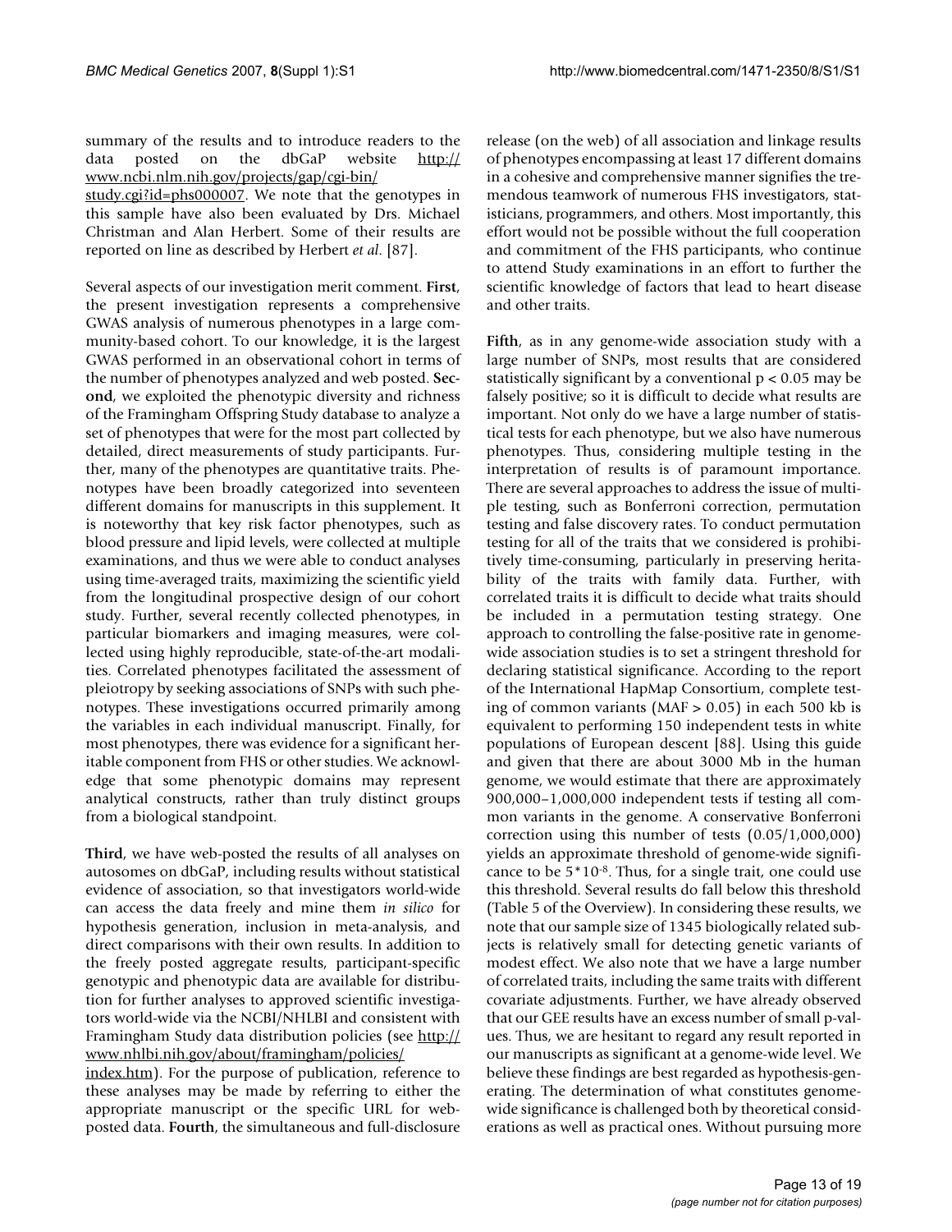summary of the results and to introduce readers to the data posted on the dbGaP website http://www.ncbi.nlm.nih.gov/projects/gap/cgi-bin/study.cgi?id=phs000007. We note that the genotypes in this sample have also been evaluated by Drs. Michael Christman and Alan Herbert. Some of their results are reported on line as described by Herbert *et al*. [87].

Several aspects of our investigation merit comment. **First**, the present investigation represents a comprehensive GWAS analysis of numerous phenotypes in a large community-based cohort. To our knowledge, it is the largest GWAS performed in an observational cohort in terms of the number of phenotypes analyzed and web posted. **Second**, we exploited the phenotypic diversity and richness of the Framingham Offspring Study database to analyze a set of phenotypes that were for the most part collected by detailed, direct measurements of study participants. Further, many of the phenotypes are quantitative traits. Phenotypes have been broadly categorized into seventeen different domains for manuscripts in this supplement. It is noteworthy that key risk factor phenotypes, such as blood pressure and lipid levels, were collected at multiple examinations, and thus we were able to conduct analyses using time-averaged traits, maximizing the scientific yield from the longitudinal prospective design of our cohort study. Further, several recently collected phenotypes, in particular biomarkers and imaging measures, were collected using highly reproducible, state-of-the-art modalities. Correlated phenotypes facilitated the assessment of pleiotropy by seeking associations of SNPs with such phenotypes. These investigations occurred primarily among the variables in each individual manuscript. Finally, for most phenotypes, there was evidence for a significant heritable component from FHS or other studies. We acknowledge that some phenotypic domains may represent analytical constructs, rather than truly distinct groups from a biological standpoint.

**Third**, we have web-posted the results of all analyses on autosomes on dbGaP, including results without statistical evidence of association, so that investigators world-wide can access the data freely and mine them *in silico* for hypothesis generation, inclusion in meta-analysis, and direct comparisons with their own results. In addition to the freely posted aggregate results, participant-specific genotypic and phenotypic data are available for distribution for further analyses to approved scientific investigators world-wide via the NCBI/NHLBI and consistent with Framingham Study data distribution policies (see http://www.nhlbi.nih.gov/about/framingham/policies/index.htm). For the purpose of publication, reference to these analyses may be made by referring to either the appropriate manuscript or the specific URL for web-posted data. **Fourth**, the simultaneous and full-disclosure release (on the web) of all association and linkage results of phenotypes encompassing at least 17 different domains in a cohesive and comprehensive manner signifies the tremendous teamwork of numerous FHS investigators, statisticians, programmers, and others. Most importantly, this effort would not be possible without the full cooperation and commitment of the FHS participants, who continue to attend Study examinations in an effort to further the scientific knowledge of factors that lead to heart disease and other traits.

**Fifth**, as in any genome-wide association study with a large number of SNPs, most results that are considered statistically significant by a conventional $p < 0.05$ may be falsely positive; so it is difficult to decide what results are important. Not only do we have a large number of statistical tests for each phenotype, but we also have numerous phenotypes. Thus, considering multiple testing in the interpretation of results is of paramount importance. There are several approaches to address the issue of multiple testing, such as Bonferroni correction, permutation testing and false discovery rates. To conduct permutation testing for all of the traits that we considered is prohibitively time-consuming, particularly in preserving heritability of the traits with family data. Further, with correlated traits it is difficult to decide what traits should be included in a permutation testing strategy. One approach to controlling the false-positive rate in genome-wide association studies is to set a stringent threshold for declaring statistical significance. According to the report of the International HapMap Consortium, complete testing of common variants ($MAF > 0.05$) in each 500 kb is equivalent to performing 150 independent tests in white populations of European descent [88]. Using this guide and given that there are about 3000 Mb in the human genome, we would estimate that there are approximately 900,000–1,000,000 independent tests if testing all common variants in the genome. A conservative Bonferroni correction using this number of tests (0.05/1,000,000) yields an approximate threshold of genome-wide significance to be $5*10^{-8}$. Thus, for a single trait, one could use this threshold. Several results do fall below this threshold (Table 5 of the Overview). In considering these results, we note that our sample size of 1345 biologically related subjects is relatively small for detecting genetic variants of modest effect. We also note that we have a large number of correlated traits, including the same traits with different covariate adjustments. Further, we have already observed that our GEE results have an excess number of small p-values. Thus, we are hesitant to regard any result reported in our manuscripts as significant at a genome-wide level. We believe these findings are best regarded as hypothesis-generating. The determination of what constitutes genome-wide significance is challenged both by theoretical considerations as well as practical ones. Without pursuing more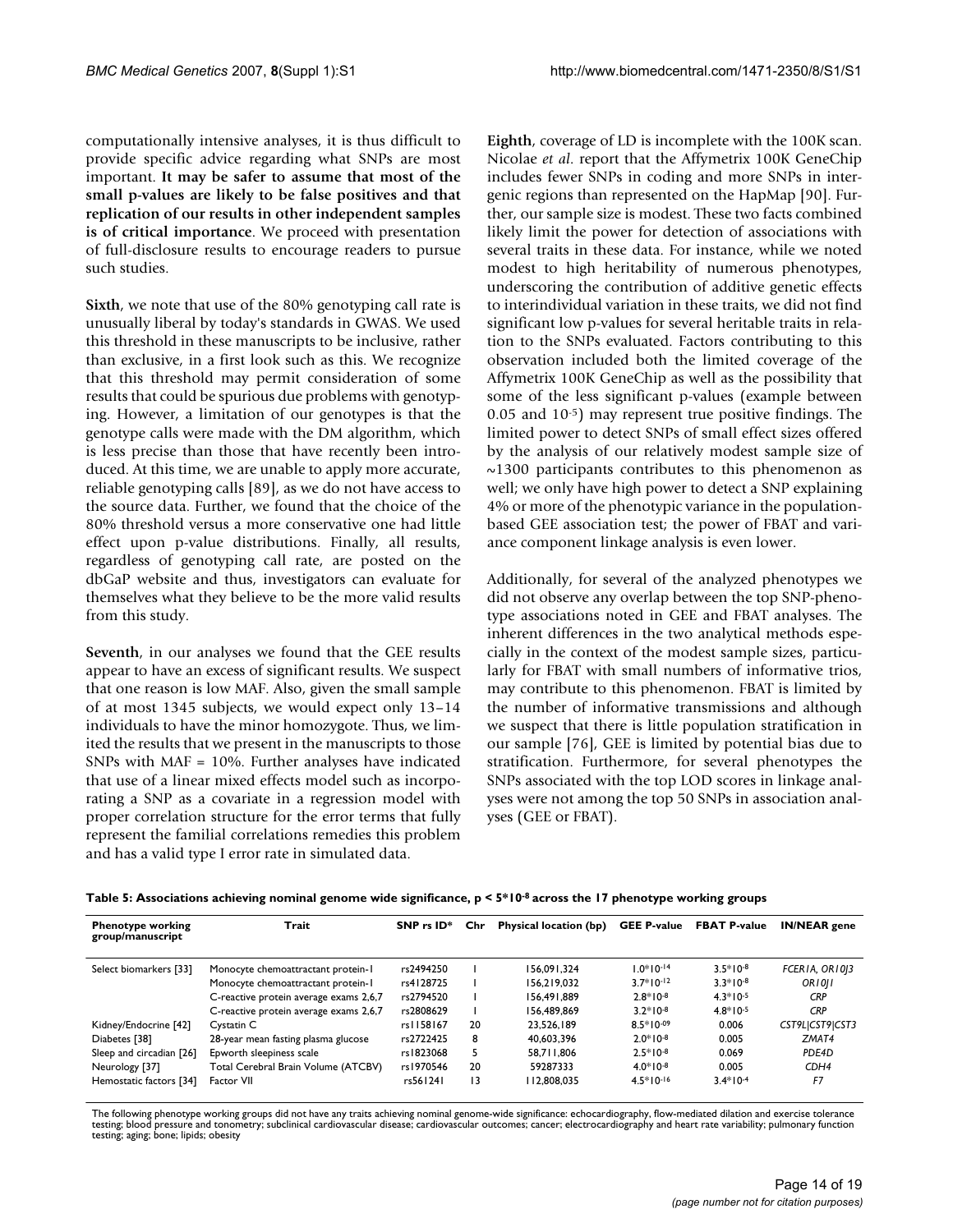computationally intensive analyses, it is thus difficult to provide specific advice regarding what SNPs are most important. **It may be safer to assume that most of the small p-values are likely to be false positives and that replication of our results in other independent samples is of critical importance**. We proceed with presentation of full-disclosure results to encourage readers to pursue such studies.

**Sixth**, we note that use of the 80% genotyping call rate is unusually liberal by today's standards in GWAS. We used this threshold in these manuscripts to be inclusive, rather than exclusive, in a first look such as this. We recognize that this threshold may permit consideration of some results that could be spurious due problems with genotyping. However, a limitation of our genotypes is that the genotype calls were made with the DM algorithm, which is less precise than those that have recently been introduced. At this time, we are unable to apply more accurate, reliable genotyping calls [89], as we do not have access to the source data. Further, we found that the choice of the 80% threshold versus a more conservative one had little effect upon p-value distributions. Finally, all results, regardless of genotyping call rate, are posted on the dbGaP website and thus, investigators can evaluate for themselves what they believe to be the more valid results from this study.

**Seventh**, in our analyses we found that the GEE results appear to have an excess of significant results. We suspect that one reason is low MAF. Also, given the small sample of at most 1345 subjects, we would expect only 13–14 individuals to have the minor homozygote. Thus, we limited the results that we present in the manuscripts to those SNPs with MAF = 10%. Further analyses have indicated that use of a linear mixed effects model such as incorporating a SNP as a covariate in a regression model with proper correlation structure for the error terms that fully represent the familial correlations remedies this problem and has a valid type I error rate in simulated data.

**Eighth**, coverage of LD is incomplete with the 100K scan. Nicolae *et al*. report that the Affymetrix 100K GeneChip includes fewer SNPs in coding and more SNPs in intergenic regions than represented on the HapMap [90]. Further, our sample size is modest. These two facts combined likely limit the power for detection of associations with several traits in these data. For instance, while we noted modest to high heritability of numerous phenotypes, underscoring the contribution of additive genetic effects to interindividual variation in these traits, we did not find significant low p-values for several heritable traits in relation to the SNPs evaluated. Factors contributing to this observation included both the limited coverage of the Affymetrix 100K GeneChip as well as the possibility that some of the less significant p-values (example between 0.05 and $10^{-5}$) may represent true positive findings. The limited power to detect SNPs of small effect sizes offered by the analysis of our relatively modest sample size of ~1300 participants contributes to this phenomenon as well; we only have high power to detect a SNP explaining 4% or more of the phenotypic variance in the population-based GEE association test; the power of FBAT and variance component linkage analysis is even lower.

Additionally, for several of the analyzed phenotypes we did not observe any overlap between the top SNP-phenotype associations noted in GEE and FBAT analyses. The inherent differences in the two analytical methods especially in the context of the modest sample sizes, particularly for FBAT with small numbers of informative trios, may contribute to this phenomenon. FBAT is limited by the number of informative transmissions and although we suspect that there is little population stratification in our sample [76], GEE is limited by potential bias due to stratification. Furthermore, for several phenotypes the SNPs associated with the top LOD scores in linkage analyses were not among the top 50 SNPs in association analyses (GEE or FBAT).

**Table 5: Associations achieving nominal genome wide significance, $p < 5*10^{-8}$ across the 17 phenotype working groups**

| Phenotype working group/manuscript | Trait | SNP rs ID* | Chr | Physical location (bp) | GEE P-value | FBAT P-value | IN/NEAR gene |
|---|---|---|---|---|---|---|---|
| Select biomarkers [33] | Monocyte chemoattractant protein-1 | rs2494250 | 1 | 156,091,324 | $1.0*10^{-14}$ | $3.5*10^{-8}$ | *FCER1A, OR10J3* |
| | Monocyte chemoattractant protein-1 | rs4128725 | 1 | 156,219,032 | $3.7*10^{-12}$ | $3.3*10^{-8}$ | *OR10J1* |
| | C-reactive protein average exams 2,6,7 | rs2794520 | 1 | 156,491,889 | $2.8*10^{-8}$ | $4.3*10^{-5}$ | *CRP* |
| | C-reactive protein average exams 2,6,7 | rs2808629 | 1 | 156,489,869 | $3.2*10^{-8}$ | $4.8*10^{-5}$ | *CRP* |
| Kidney/Endocrine [42] | Cystatin C | rs1158167 | 20 | 23,526,189 | $8.5*10^{-09}$ | 0.006 | *CST9L\|CST9\|CST3* |
| Diabetes [38] | 28-year mean fasting plasma glucose | rs2722425 | 8 | 40,603,396 | $2.0*10^{-8}$ | 0.005 | *ZMAT4* |
| Sleep and circadian [26] | Epworth sleepiness scale | rs1823068 | 5 | 58,711,806 | $2.5*10^{-8}$ | 0.069 | *PDE4D* |
| Neurology [37] | Total Cerebral Brain Volume (ATCBV) | rs1970546 | 20 | 59287333 | $4.0*10^{-8}$ | 0.005 | *CDH4* |
| Hemostatic factors [34] | Factor VII | rs561241 | 13 | 112,808,035 | $4.5*10^{-16}$ | $3.4*10^{-4}$ | *F7* |

The following phenotype working groups did not have any traits achieving nominal genome-wide significance: echocardiography, flow-mediated dilation and exercise tolerance testing; blood pressure and tonometry; subclinical cardiovascular disease; cardiovascular outcomes; cancer; electrocardiography and heart rate variability; pulmonary function testing; aging; bone; lipids; obesity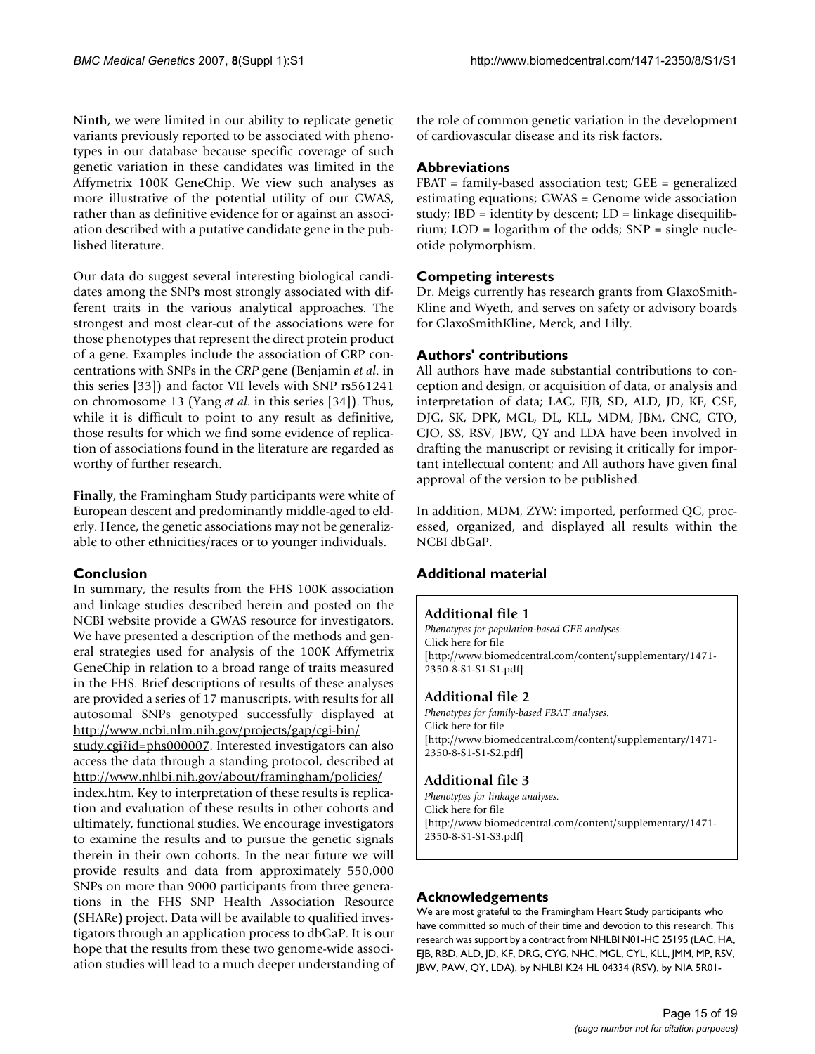**Ninth**, we were limited in our ability to replicate genetic variants previously reported to be associated with phenotypes in our database because specific coverage of such genetic variation in these candidates was limited in the Affymetrix 100K GeneChip. We view such analyses as more illustrative of the potential utility of our GWAS, rather than as definitive evidence for or against an association described with a putative candidate gene in the published literature.

Our data do suggest several interesting biological candidates among the SNPs most strongly associated with different traits in the various analytical approaches. The strongest and most clear-cut of the associations were for those phenotypes that represent the direct protein product of a gene. Examples include the association of CRP concentrations with SNPs in the *CRP* gene (Benjamin *et al.* in this series [33]) and factor VII levels with SNP rs561241 on chromosome 13 (Yang *et al.* in this series [34]). Thus, while it is difficult to point to any result as definitive, those results for which we find some evidence of replication of associations found in the literature are regarded as worthy of further research.

**Finally**, the Framingham Study participants were white of European descent and predominantly middle-aged to elderly. Hence, the genetic associations may not be generalizable to other ethnicities/races or to younger individuals.

## Conclusion

In summary, the results from the FHS 100K association and linkage studies described herein and posted on the NCBI website provide a GWAS resource for investigators. We have presented a description of the methods and general strategies used for analysis of the 100K Affymetrix GeneChip in relation to a broad range of traits measured in the FHS. Brief descriptions of results of these analyses are provided a series of 17 manuscripts, with results for all autosomal SNPs genotyped successfully displayed at http://www.ncbi.nlm.nih.gov/projects/gap/cgi-bin/study.cgi?id=phs000007. Interested investigators can also access the data through a standing protocol, described at http://www.nhlbi.nih.gov/about/framingham/policies/index.htm. Key to interpretation of these results is replication and evaluation of these results in other cohorts and ultimately, functional studies. We encourage investigators to examine the results and to pursue the genetic signals therein in their own cohorts. In the near future we will provide results and data from approximately 550,000 SNPs on more than 9000 participants from three generations in the FHS SNP Health Association Resource (SHARe) project. Data will be available to qualified investigators through an application process to dbGaP. It is our hope that the results from these two genome-wide association studies will lead to a much deeper understanding of the role of common genetic variation in the development of cardiovascular disease and its risk factors.

## Abbreviations

FBAT = family-based association test; GEE = generalized estimating equations; GWAS = Genome wide association study; IBD = identity by descent; LD = linkage disequilibrium; LOD = logarithm of the odds; SNP = single nucleotide polymorphism.

## Competing interests

Dr. Meigs currently has research grants from GlaxoSmithKline and Wyeth, and serves on safety or advisory boards for GlaxoSmithKline, Merck, and Lilly.

## Authors' contributions

All authors have made substantial contributions to conception and design, or acquisition of data, or analysis and interpretation of data; LAC, EJB, SD, ALD, JD, KF, CSF, DJG, SK, DPK, MGL, DL, KLL, MDM, JBM, CNC, GTO, CJO, SS, RSV, JBW, QY and LDA have been involved in drafting the manuscript or revising it critically for important intellectual content; and All authors have given final approval of the version to be published.

In addition, MDM, ZYW: imported, performed QC, processed, organized, and displayed all results within the NCBI dbGaP.

## Additional material

**Additional file 1**
*Phenotypes for population-based GEE analyses.*
Click here for file
[http://www.biomedcentral.com/content/supplementary/1471-2350-8-S1-S1-S1.pdf]

**Additional file 2**
*Phenotypes for family-based FBAT analyses.*
Click here for file
[http://www.biomedcentral.com/content/supplementary/1471-2350-8-S1-S1-S2.pdf]

**Additional file 3**
*Phenotypes for linkage analyses.*
Click here for file
[http://www.biomedcentral.com/content/supplementary/1471-2350-8-S1-S1-S3.pdf]

## Acknowledgements

We are most grateful to the Framingham Heart Study participants who have committed so much of their time and devotion to this research. This research was support by a contract from NHLBI N01-HC 25195 (LAC, HA, EJB, RBD, ALD, JD, KF, DRG, CYG, NHC, MGL, CYL, KLL, JMM, MP, RSV, JBW, PAW, QY, LDA), by NHLBI K24 HL 04334 (RSV), by NIA 5R01-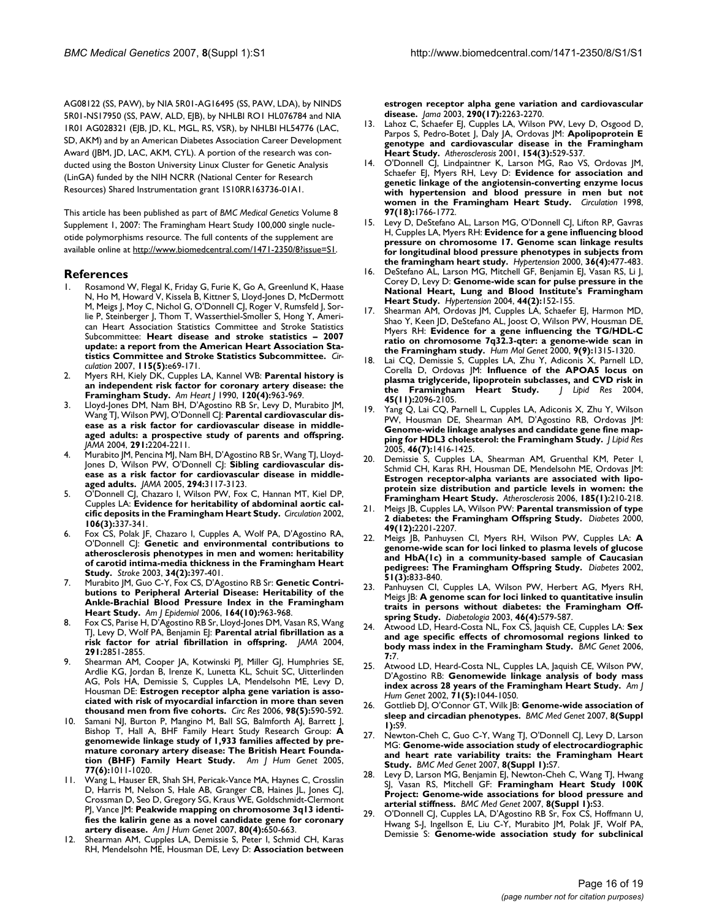AG08122 (SS, PAW), by NIA 5R01-AG16495 (SS, PAW, LDA), by NINDS 5R01-NS17950 (SS, PAW, ALD, EJB), by NHLBI RO1 HL076784 and NIA 1R01 AG028321 (EJB, JD, KL, MGL, RS, VSR), by NHLBI HL54776 (LAC, SD, AKM) and by an American Diabetes Association Career Development Award (JBM, JD, LAC, AKM, CYL). A portion of the research was conducted using the Boston University Linux Cluster for Genetic Analysis (LinGA) funded by the NIH NCRR (National Center for Research Resources) Shared Instrumentation grant 1S10RR163736-01A1.

This article has been published as part of *BMC Medical Genetics* Volume 8 Supplement 1, 2007: The Framingham Heart Study 100,000 single nucleotide polymorphisms resource. The full contents of the supplement are available online at http://www.biomedcentral.com/1471-2350/8?issue=S1.

## References

1. Rosamond W, Flegal K, Friday G, Furie K, Go A, Greenlund K, Haase N, Ho M, Howard V, Kissela B, Kittner S, Lloyd-Jones D, McDermott M, Meigs J, Moy C, Nichol G, O'Donnell CJ, Roger V, Rumsfeld J, Sorlie P, Steinberger J, Thom T, Wasserthiel-Smoller S, Hong Y, American Heart Association Statistics Committee and Stroke Statistics Subcommittee: **Heart disease and stroke statistics – 2007 update: a report from the American Heart Association Statistics Committee and Stroke Statistics Subcommittee.** *Circulation* 2007, **115(5):**e69-171.
2. Myers RH, Kiely DK, Cupples LA, Kannel WB: **Parental history is an independent risk factor for coronary artery disease: the Framingham Study.** *Am Heart J* 1990, **120(4):**963-969.
3. Lloyd-Jones DM, Nam BH, D'Agostino RB Sr, Levy D, Murabito JM, Wang TJ, Wilson PWJ, O'Donnell CJ: **Parental cardiovascular disease as a risk factor for cardiovascular disease in middle-aged adults: a prospective study of parents and offspring.** *JAMA* 2004, **291:**2204-2211.
4. Murabito JM, Pencina MJ, Nam BH, D'Agostino RB Sr, Wang TJ, Lloyd-Jones D, Wilson PW, O'Donnell CJ: **Sibling cardiovascular disease as a risk factor for cardiovascular disease in middle-aged adults.** *JAMA* 2005, **294:**3117-3123.
5. O'Donnell CJ, Chazaro I, Wilson PW, Fox C, Hannan MT, Kiel DP, Cupples LA: **Evidence for heritability of abdominal aortic calcific deposits in the Framingham Heart Study.** *Circulation* 2002, **106(3):**337-341.
6. Fox CS, Polak JF, Chazaro I, Cupples A, Wolf PA, D'Agostino RA, O'Donnell CJ: **Genetic and environmental contributions to atherosclerosis phenotypes in men and women: heritability of carotid intima-media thickness in the Framingham Heart Study.** *Stroke* 2003, **34(2):**397-401.
7. Murabito JM, Guo C-Y, Fox CS, D'Agostino RB Sr: **Genetic Contributions to Peripheral Arterial Disease: Heritability of the Ankle-Brachial Blood Pressure Index in the Framingham Heart Study.** *Am J Epidemiol* 2006, **164(10):**963-968.
8. Fox CS, Parise H, D'Agostino RB Sr, Lloyd-Jones DM, Vasan RS, Wang TJ, Levy D, Wolf PA, Benjamin EJ: **Parental atrial fibrillation as a risk factor for atrial fibrillation in offspring.** *JAMA* 2004, **291:**2851-2855.
9. Shearman AM, Cooper JA, Kotwinski PJ, Miller GJ, Humphries SE, Ardlie KG, Jordan B, Irenze K, Lunetta KL, Schuit SC, Uitterlinden AG, Pols HA, Demissie S, Cupples LA, Mendelsohn ME, Levy D, Housman DE: **Estrogen receptor alpha gene variation is associated with risk of myocardial infarction in more than seven thousand men from five cohorts.** *Circ Res* 2006, **98(5):**590-592.
10. Samani NJ, Burton P, Mangino M, Ball SG, Balmforth AJ, Barrett J, Bishop T, Hall A, BHF Family Heart Study Research Group: **A genomewide linkage study of 1,933 families affected by premature coronary artery disease: The British Heart Foundation (BHF) Family Heart Study.** *Am J Hum Genet* 2005, **77(6):**1011-1020.
11. Wang L, Hauser ER, Shah SH, Pericak-Vance MA, Haynes C, Crosslin D, Harris M, Nelson S, Hale AB, Granger CB, Haines JL, Jones CJ, Crossman D, Seo D, Gregory SG, Kraus WE, Goldschmidt-Clermont PJ, Vance JM: **Peakwide mapping on chromosome 3q13 identifies the kalirin gene as a novel candidate gene for coronary artery disease.** *Am J Hum Genet* 2007, **80(4):**650-663.
12. Shearman AM, Cupples LA, Demissie S, Peter I, Schmid CH, Karas RH, Mendelsohn ME, Housman DE, Levy D: **Association between estrogen receptor alpha gene variation and cardiovascular disease.** *Jama* 2003, **290(17):**2263-2270.
13. Lahoz C, Schaefer EJ, Cupples LA, Wilson PW, Levy D, Osgood D, Parpos S, Pedro-Botet J, Daly JA, Ordovas JM: **Apolipoprotein E genotype and cardiovascular disease in the Framingham Heart Study.** *Atherosclerosis* 2001, **154(3):**529-537.
14. O'Donnell CJ, Lindpaintner K, Larson MG, Rao VS, Ordovas JM, Schaefer EJ, Myers RH, Levy D: **Evidence for association and genetic linkage of the angiotensin-converting enzyme locus with hypertension and blood pressure in men but not women in the Framingham Heart Study.** *Circulation* 1998, **97(18):**1766-1772.
15. Levy D, DeStefano AL, Larson MG, O'Donnell CJ, Lifton RP, Gavras H, Cupples LA, Myers RH: **Evidence for a gene influencing blood pressure on chromosome 17. Genome scan linkage results for longitudinal blood pressure phenotypes in subjects from the framingham heart study.** *Hypertension* 2000, **36(4):**477-483.
16. DeStefano AL, Larson MG, Mitchell GF, Benjamin EJ, Vasan RS, Li J, Corey D, Levy D: **Genome-wide scan for pulse pressure in the National Heart, Lung and Blood Institute's Framingham Heart Study.** *Hypertension* 2004, **44(2):**152-155.
17. Shearman AM, Ordovas JM, Cupples LA, Schaefer EJ, Harmon MD, Shao Y, Keen JD, DeStefano AL, Joost O, Wilson PW, Housman DE, Myers RH: **Evidence for a gene influencing the TG/HDL-C ratio on chromosome 7q32.3-qter: a genome-wide scan in the Framingham study.** *Hum Mol Genet* 2000, **9(9):**1315-1320.
18. Lai CQ, Demissie S, Cupples LA, Zhu Y, Adiconis X, Parnell LD, Corella D, Ordovas JM: **Influence of the APOA5 locus on plasma triglyceride, lipoprotein subclasses, and CVD risk in the Framingham Heart Study.** *J Lipid Res* 2004, **45(11):**2096-2105.
19. Yang Q, Lai CQ, Parnell L, Cupples LA, Adiconis X, Zhu Y, Wilson PW, Housman DE, Shearman AM, D'Agostino RB, Ordovas JM: **Genome-wide linkage analyses and candidate gene fine mapping for HDL3 cholesterol: the Framingham Study.** *J Lipid Res* 2005, **46(7):**1416-1425.
20. Demissie S, Cupples LA, Shearman AM, Gruenthal KM, Peter I, Schmid CH, Karas RH, Housman DE, Mendelsohn ME, Ordovas JM: **Estrogen receptor-alpha variants are associated with lipoprotein size distribution and particle levels in women: the Framingham Heart Study.** *Atherosclerosis* 2006, **185(1):**210-218.
21. Meigs JB, Cupples LA, Wilson PW: **Parental transmission of type 2 diabetes: the Framingham Offspring Study.** *Diabetes* 2000, **49(12):**2201-2207.
22. Meigs JB, Panhuysen CI, Myers RH, Wilson PW, Cupples LA: **A genome-wide scan for loci linked to plasma levels of glucose and HbA(1c) in a community-based sample of Caucasian pedigrees: The Framingham Offspring Study.** *Diabetes* 2002, **51(3):**833-840.
23. Panhuysen CI, Cupples LA, Wilson PW, Herbert AG, Myers RH, Meigs JB: **A genome scan for loci linked to quantitative insulin traits in persons without diabetes: the Framingham Offspring Study.** *Diabetologia* 2003, **46(4):**579-587.
24. Atwood LD, Heard-Costa NL, Fox CS, Jaquish CE, Cupples LA: **Sex and age specific effects of chromosomal regions linked to body mass index in the Framingham Study.** *BMC Genet* 2006, **7:**7.
25. Atwood LD, Heard-Costa NL, Cupples LA, Jaquish CE, Wilson PW, D'Agostino RB: **Genomewide linkage analysis of body mass index across 28 years of the Framingham Heart Study.** *Am J Hum Genet* 2002, **71(5):**1044-1050.
26. Gottlieb DJ, O'Connor GT, Wilk JB: **Genome-wide association of sleep and circadian phenotypes.** *BMC Med Genet* 2007, **8(Suppl 1):**S9.
27. Newton-Cheh C, Guo C-Y, Wang TJ, O'Donnell CJ, Levy D, Larson MG: **Genome-wide association study of electrocardiographic and heart rate variability traits: the Framingham Heart Study.** *BMC Med Genet* 2007, **8(Suppl 1):**S7.
28. Levy D, Larson MG, Benjamin EJ, Newton-Cheh C, Wang TJ, Hwang SJ, Vasan RS, Mitchell GF: **Framingham Heart Study 100K Project: Genome-wide associations for blood pressure and arterial stiffness.** *BMC Med Genet* 2007, **8(Suppl 1):**S3.
29. O'Donnell CJ, Cupples LA, D'Agostino RB Sr, Fox CS, Hoffmann U, Hwang S-J, Ingellson E, Liu C-Y, Murabito JM, Polak JF, Wolf PA, Demissie S: **Genome-wide association study for subclinical**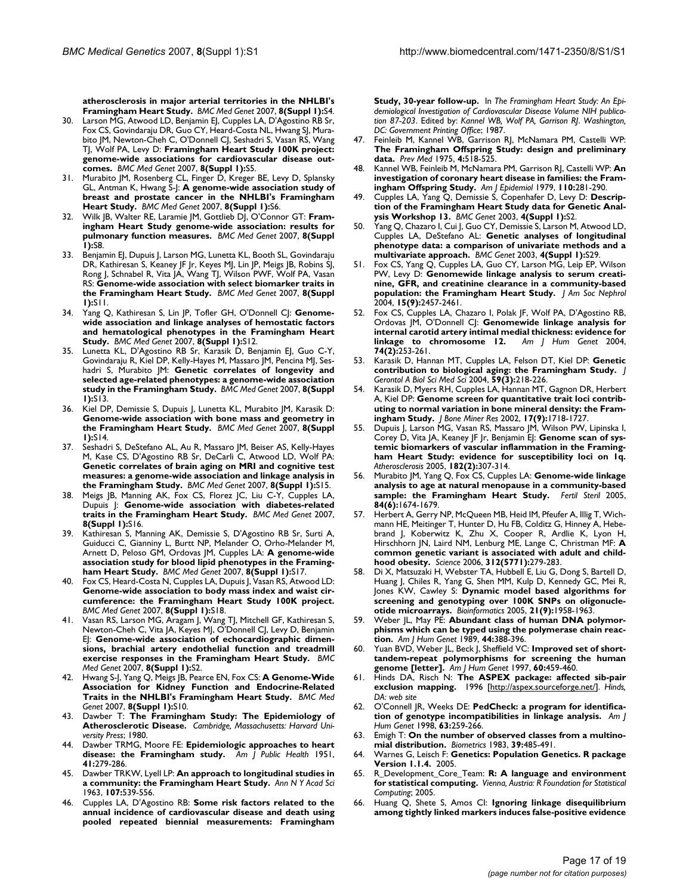**atherosclerosis in major arterial territories in the NHLBI's Framingham Heart Study.** *BMC Med Genet* 2007, **8(Suppl 1):**S4.

30. Larson MG, Atwood LD, Benjamin EJ, Cupples LA, D'Agostino RB Sr, Fox CS, Govindaraju DR, Guo CY, Heard-Costa NL, Hwang SJ, Murabito JM, Newton-Cheh C, O'Donnell CJ, Seshadri S, Vasan RS, Wang TJ, Wolf PA, Levy D: **Framingham Heart Study 100K project: genome-wide associations for cardiovascular disease outcomes.** *BMC Med Genet* 2007, **8(Suppl 1):**S5.
31. Murabito JM, Rosenberg CL, Finger D, Kreger BE, Levy D, Splansky GL, Antman K, Hwang S-J: **A genome-wide association study of breast and prostate cancer in the NHLBI's Framingham Heart Study.** *BMC Med Genet* 2007, **8(Suppl 1):**S6.
32. Wilk JB, Walter RE, Laramie JM, Gottlieb DJ, O'Connor GT: **Framingham Heart Study genome-wide association: results for pulmonary function measures.** *BMC Med Genet* 2007, **8(Suppl 1):**S8.
33. Benjamin EJ, Dupuis J, Larson MG, Lunetta KL, Booth SL, Govindaraju DR, Kathiresan S, Keaney JF Jr, Keyes MJ, Lin JP, Meigs JB, Robins SJ, Rong J, Schnabel R, Vita JA, Wang TJ, Wilson PWF, Wolf PA, Vasan RS: **Genome-wide association with select biomarker traits in the Framingham Heart Study.** *BMC Med Genet* 2007, **8(Suppl 1):**S11.
34. Yang Q, Kathiresan S, Lin JP, Tofler GH, O'Donnell CJ: **Genome-wide association and linkage analyses of hemostatic factors and hematological phenotypes in the Framingham Heart Study.** *BMC Med Genet* 2007, **8(Suppl 1):**S12.
35. Lunetta KL, D'Agostino RB Sr, Karasik D, Benjamin EJ, Guo C-Y, Govindaraju R, Kiel DP, Kelly-Hayes M, Massaro JM, Pencina MJ, Seshadri S, Murabito JM: **Genetic correlates of longevity and selected age-related phenotypes: a genome-wide association study in the Framingham Study.** *BMC Med Genet* 2007, **8(Suppl 1):**S13.
36. Kiel DP, Demissie S, Dupuis J, Lunetta KL, Murabito JM, Karasik D: **Genome-wide association with bone mass and geometry in the Framingham Heart Study.** *BMC Med Genet* 2007, **8(Suppl 1):**S14.
37. Seshadri S, DeStefano AL, Au R, Massaro JM, Beiser AS, Kelly-Hayes M, Kase CS, D'Agostino RB Sr, DeCarli C, Atwood LD, Wolf PA: **Genetic correlates of brain aging on MRI and cognitive test measures: a genome-wide association and linkage analysis in the Framingham Study.** *BMC Med Genet* 2007, **8(Suppl 1):**S15.
38. Meigs JB, Manning AK, Fox CS, Florez JC, Liu C-Y, Cupples LA, Dupuis J: **Genome-wide association with diabetes-related traits in the Framingham Heart Study.** *BMC Med Genet* 2007, **8(Suppl 1):**S16.
39. Kathiresan S, Manning AK, Demissie S, D'Agostino RB Sr, Surti A, Guiducci C, Gianniny L, Burtt NP, Melander O, Orho-Melander M, Arnett D, Peloso GM, Ordovas JM, Cupples LA: **A genome-wide association study for blood lipid phenotypes in the Framingham Heart Study.** *BMC Med Genet* 2007, **8(Suppl 1):**S17.
40. Fox CS, Heard-Costa N, Cupples LA, Dupuis J, Vasan RS, Atwood LD: **Genome-wide association to body mass index and waist circumference: the Framingham Heart Study 100K project.** *BMC Med Genet* 2007, **8(Suppl 1):**S18.
41. Vasan RS, Larson MG, Aragam J, Wang TJ, Mitchell GF, Kathiresan S, Newton-Cheh C, Vita JA, Keyes MJ, O'Donnell CJ, Levy D, Benjamin EJ: **Genome-wide association of echocardiographic dimensions, brachial artery endothelial function and treadmill exercise responses in the Framingham Heart Study.** *BMC Med Genet* 2007, **8(Suppl 1):**S2.
42. Hwang S-J, Yang Q, Meigs JB, Pearce EN, Fox CS: **A Genome-Wide Association for Kidney Function and Endocrine-Related Traits in the NHLBI's Framingham Heart Study.** *BMC Med Genet* 2007, **8(Suppl 1):**S10.
43. Dawber T: **The Framingham Study: The Epidemiology of Atherosclerotic Disease.** *Cambridge, Massachusetts: Harvard University Press*; 1980.
44. Dawber TRMG, Moore FE: **Epidemiologic approaches to heart disease: the Framingham study.** *Am J Public Health* 1951, **41:**279-286.
45. Dawber TRKW, Lyell LP: **An approach to longitudinal studies in a community: the Framingham Heart Study.** *Ann N Y Acad Sci* 1963, **107:**539-556.
46. Cupples LA, D'Agostino RB: **Some risk factors related to the annual incidence of cardiovascular disease and death using pooled repeated biennial measurements: Framingham Study, 30-year follow-up.** In *The Framingham Heart Study: An Epidemiological Investigation of Cardiovascular Disease Volume NIH publication 87-203*. Edited by: *Kannel WB, Wolf PA, Garrison RJ. Washington, DC: Government Printing Office*; 1987.
47. Feinleib M, Kannel WB, Garrison RJ, McNamara PM, Castelli WP: **The Framingham Offspring Study: design and preliminary data.** *Prev Med* 1975, **4:**518-525.
48. Kannel WB, Feinleib M, McNamara PM, Garrison RJ, Castelli WP: **An investigation of coronary heart disease in families: the Framingham Offspring Study.** *Am J Epidemiol* 1979, **110:**281-290.
49. Cupples LA, Yang Q, Demissie S, Copenhafer D, Levy D: **Description of the Framingham Heart Study data for Genetic Analysis Workshop 13.** *BMC Genet* 2003, **4(Suppl 1):**S2.
50. Yang Q, Chazaro I, Cui J, Guo CY, Demissie S, Larson M, Atwood LD, Cupples LA, DeStefano AL: **Genetic analyses of longitudinal phenotype data: a comparison of univariate methods and a multivariate approach.** *BMC Genet* 2003, **4(Suppl 1):**S29.
51. Fox CS, Yang Q, Cupples LA, Guo CY, Larson MG, Leip EP, Wilson PW, Levy D: **Genomewide linkage analysis to serum creatinine, GFR, and creatinine clearance in a community-based population: the Framingham Heart Study.** *J Am Soc Nephrol* 2004, **15(9):**2457-2461.
52. Fox CS, Cupples LA, Chazaro I, Polak JF, Wolf PA, D'Agostino RB, Ordovas JM, O'Donnell CJ: **Genomewide linkage analysis for internal carotid artery intimal medial thickness: evidence for linkage to chromosome 12.** *Am J Hum Genet* 2004, **74(2):**253-261.
53. Karasik D, Hannan MT, Cupples LA, Felson DT, Kiel DP: **Genetic contribution to biological aging: the Framingham Study.** *J Gerontol A Biol Sci Med Sci* 2004, **59(3):**218-226.
54. Karasik D, Myers RH, Cupples LA, Hannan MT, Gagnon DR, Herbert A, Kiel DP: **Genome screen for quantitative trait loci contributing to normal variation in bone mineral density: the Framingham Study.** *J Bone Miner Res* 2002, **17(9):**1718-1727.
55. Dupuis J, Larson MG, Vasan RS, Massaro JM, Wilson PW, Lipinska I, Corey D, Vita JA, Keaney JF Jr, Benjamin EJ: **Genome scan of systemic biomarkers of vascular inflammation in the Framingham Heart Study: evidence for susceptibility loci on 1q.** *Atherosclerosis* 2005, **182(2):**307-314.
56. Murabito JM, Yang Q, Fox CS, Cupples LA: **Genome-wide linkage analysis to age at natural menopause in a community-based sample: the Framingham Heart Study.** *Fertil Steril* 2005, **84(6):**1674-1679.
57. Herbert A, Gerry NP, McQueen MB, Heid IM, Pfeufer A, Illig T, Wichmann HE, Meitinger T, Hunter D, Hu FB, Colditz G, Hinney A, Hebebrand J, Koberwitz K, Zhu X, Cooper R, Ardlie K, Lyon H, Hirschhorn JN, Laird NM, Lenburg ME, Lange C, Christman MF: **A common genetic variant is associated with adult and childhood obesity.** *Science* 2006, **312(5771):**279-283.
58. Di X, Matsuzaki H, Webster TA, Hubbell E, Liu G, Dong S, Bartell D, Huang J, Chiles R, Yang G, Shen MM, Kulp D, Kennedy GC, Mei R, Jones KW, Cawley S: **Dynamic model based algorithms for screening and genotyping over 100K SNPs on oligonucleotide microarrays.** *Bioinformatics* 2005, **21(9):**1958-1963.
59. Weber JL, May PE: **Abundant class of human DNA polymorphisms which can be typed using the polymerase chain reaction.** *Am J Hum Genet* 1989, **44:**388-396.
60. Yuan BVD, Weber JL, Beck J, Sheffield VC: **Improved set of short-tandem-repeat polymorphisms for screening the human genome [letter].** *Am J Hum Genet* 1997, **60:**459-460.
61. Hinds DA, Risch N: **The ASPEX package: affected sib-pair exclusion mapping.** 1996 [http://aspex.sourceforge.net/]. *Hinds, DA: web site*
62. O'Connell JR, Weeks DE: **PedCheck: a program for identification of genotype incompatibilities in linkage analysis.** *Am J Hum Genet* 1998, **63:**259-266.
63. Emigh T: **On the number of observed classes from a multinomial distribution.** *Biometrics* 1983, **39:**485-491.
64. Warnes G, Leisch F: **Genetics: Population Genetics. R package Version 1.1.4.** 2005.
65. R_Development_Core_Team: **R: A language and environment for statistical computing.** *Vienna, Austria: R Foundation for Statistical Computing*; 2005.
66. Huang Q, Shete S, Amos CI: **Ignoring linkage disequilibrium among tightly linked markers induces false-positive evidence**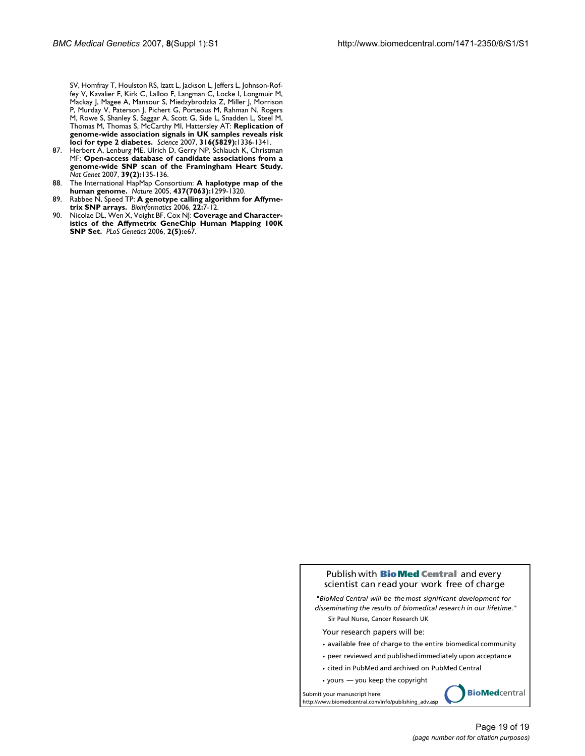SV, Homfray T, Houlston RS, Izatt L, Jackson L, Jeffers L, Johnson-Roffey V, Kavalier F, Kirk C, Lalloo F, Langman C, Locke I, Longmuir M, Mackay J, Magee A, Mansour S, Miedzybrodzka Z, Miller J, Morrison P, Murday V, Paterson J, Pichert G, Porteous M, Rahman N, Rogers M, Rowe S, Shanley S, Saggar A, Scott G, Side L, Snadden L, Steel M, Thomas M, Thomas S, McCarthy MI, Hattersley AT: **Replication of genome-wide association signals in UK samples reveals risk loci for type 2 diabetes.** *Science* 2007, **316(5829):**1336-1341.

87. Herbert A, Lenburg ME, Ulrich D, Gerry NP, Schlauch K, Christman MF: **Open-access database of candidate associations from a genome-wide SNP scan of the Framingham Heart Study.** *Nat Genet* 2007, **39(2):**135-136.
88. The International HapMap Consortium: **A haplotype map of the human genome.** *Nature* 2005, **437(7063):**1299-1320.
89. Rabbee N, Speed TP: **A genotype calling algorithm for Affymetrix SNP arrays.** *Bioinformatics* 2006, **22:**7-12.
90. Nicolae DL, Wen X, Voight BF, Cox NJ: **Coverage and Characteristics of the Affymetrix GeneChip Human Mapping 100K SNP Set.** *PLoS Genetics* 2006, **2(5):**e67.

Publish with **BioMed Central** and every scientist can read your work free of charge

*"BioMed Central will be the most significant development for disseminating the results of biomedical research in our lifetime."*

Sir Paul Nurse, Cancer Research UK

Your research papers will be:

- available free of charge to the entire biomedical community
- peer reviewed and published immediately upon acceptance
- cited in PubMed and archived on PubMed Central
- yours — you keep the copyright

Submit your manuscript here:
http://www.biomedcentral.com/info/publishing_adv.asp

**BioMed**central